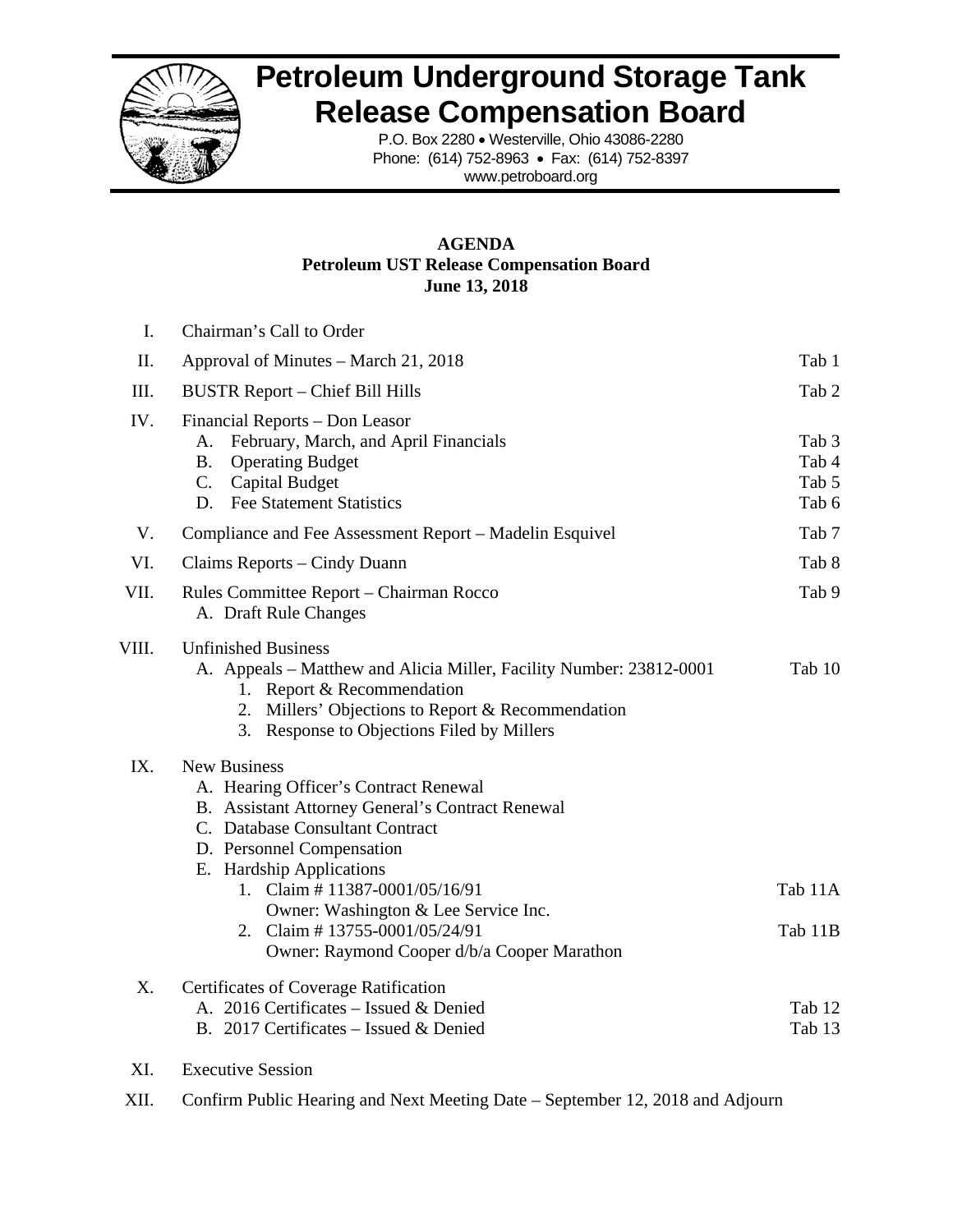# Petroleum Underground Storage Tank Release Compensation Board

P.O. Box 2280 • Westerville, Ohio 43086-2280
Phone: (614) 752-8963 • Fax: (614) 752-8397
www.petroboard.org

**AGENDA**
**Petroleum UST Release Compensation Board**
**June 13, 2018**

| | | |
|---|---|---|
| I. | Chairman's Call to Order | |
| II. | Approval of Minutes – March 21, 2018 | Tab 1 |
| III. | BUSTR Report – Chief Bill Hills | Tab 2 |
| IV. | Financial Reports – Don Leasor | |
| | A. February, March, and April Financials | Tab 3 |
| | B. Operating Budget | Tab 4 |
| | C. Capital Budget | Tab 5 |
| | D. Fee Statement Statistics | Tab 6 |
| V. | Compliance and Fee Assessment Report – Madelin Esquivel | Tab 7 |
| VI. | Claims Reports – Cindy Duann | Tab 8 |
| VII. | Rules Committee Report – Chairman Rocco | Tab 9 |
| | A. Draft Rule Changes | |
| VIII. | Unfinished Business | |
| | A. Appeals – Matthew and Alicia Miller, Facility Number: 23812-0001 | Tab 10 |
| | 1. Report & Recommendation | |
| | 2. Millers' Objections to Report & Recommendation | |
| | 3. Response to Objections Filed by Millers | |
| IX. | New Business | |
| | A. Hearing Officer's Contract Renewal | |
| | B. Assistant Attorney General's Contract Renewal | |
| | C. Database Consultant Contract | |
| | D. Personnel Compensation | |
| | E. Hardship Applications | |
| | 1. Claim # 11387-0001/05/16/91 Owner: Washington & Lee Service Inc. | Tab 11A |
| | 2. Claim # 13755-0001/05/24/91 Owner: Raymond Cooper d/b/a Cooper Marathon | Tab 11B |
| X. | Certificates of Coverage Ratification | |
| | A. 2016 Certificates – Issued & Denied | Tab 12 |
| | B. 2017 Certificates – Issued & Denied | Tab 13 |
| XI. | Executive Session | |
| XII. | Confirm Public Hearing and Next Meeting Date – September 12, 2018 and Adjourn | |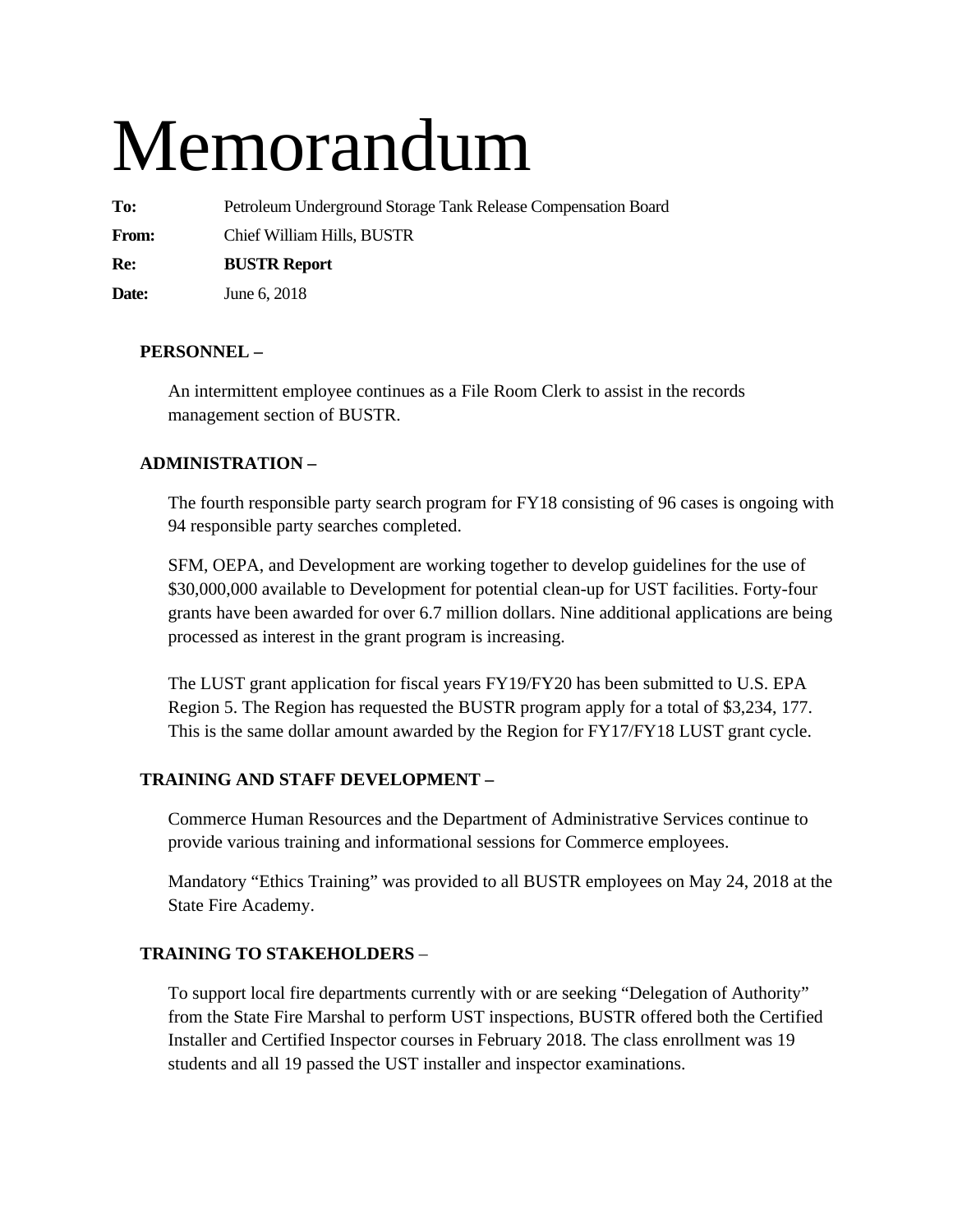# Memorandum

**To:** Petroleum Underground Storage Tank Release Compensation Board

**From:** Chief William Hills, BUSTR

**Re:** **BUSTR Report**

**Date:** June 6, 2018

**PERSONNEL –**

An intermittent employee continues as a File Room Clerk to assist in the records management section of BUSTR.

**ADMINISTRATION –**

The fourth responsible party search program for FY18 consisting of 96 cases is ongoing with 94 responsible party searches completed.

SFM, OEPA, and Development are working together to develop guidelines for the use of $30,000,000 available to Development for potential clean-up for UST facilities. Forty-four grants have been awarded for over 6.7 million dollars. Nine additional applications are being processed as interest in the grant program is increasing.

The LUST grant application for fiscal years FY19/FY20 has been submitted to U.S. EPA Region 5. The Region has requested the BUSTR program apply for a total of $3,234, 177. This is the same dollar amount awarded by the Region for FY17/FY18 LUST grant cycle.

**TRAINING AND STAFF DEVELOPMENT –**

Commerce Human Resources and the Department of Administrative Services continue to provide various training and informational sessions for Commerce employees.

Mandatory "Ethics Training" was provided to all BUSTR employees on May 24, 2018 at the State Fire Academy.

**TRAINING TO STAKEHOLDERS** –

To support local fire departments currently with or are seeking "Delegation of Authority" from the State Fire Marshal to perform UST inspections, BUSTR offered both the Certified Installer and Certified Inspector courses in February 2018. The class enrollment was 19 students and all 19 passed the UST installer and inspector examinations.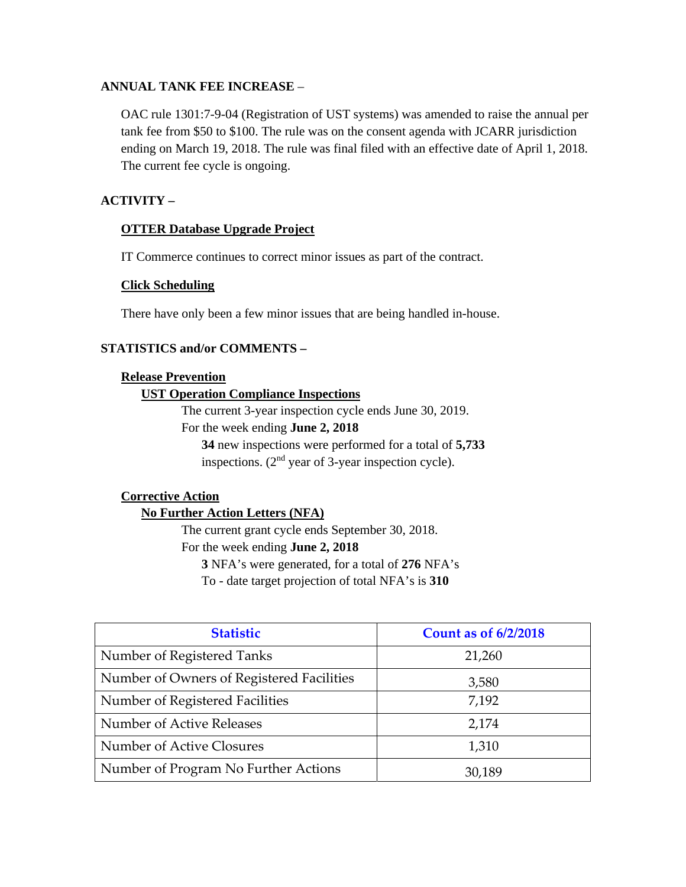**ANNUAL TANK FEE INCREASE** –

OAC rule 1301:7-9-04 (Registration of UST systems) was amended to raise the annual per tank fee from $50 to $100. The rule was on the consent agenda with JCARR jurisdiction ending on March 19, 2018. The rule was final filed with an effective date of April 1, 2018. The current fee cycle is ongoing.

**ACTIVITY –**

**OTTER Database Upgrade Project**

IT Commerce continues to correct minor issues as part of the contract.

**Click Scheduling**

There have only been a few minor issues that are being handled in-house.

**STATISTICS and/or COMMENTS –**

**Release Prevention**

**UST Operation Compliance Inspections**

The current 3-year inspection cycle ends June 30, 2019.

For the week ending **June 2, 2018**

**34** new inspections were performed for a total of **5,733** inspections. (2nd year of 3-year inspection cycle).

**Corrective Action**

**No Further Action Letters (NFA)**

The current grant cycle ends September 30, 2018.

For the week ending **June 2, 2018**

**3** NFA's were generated, for a total of **276** NFA's

To - date target projection of total NFA's is **310**

| Statistic | Count as of 6/2/2018 |
|---|---|
| Number of Registered Tanks | 21,260 |
| Number of Owners of Registered Facilities | 3,580 |
| Number of Registered Facilities | 7,192 |
| Number of Active Releases | 2,174 |
| Number of Active Closures | 1,310 |
| Number of Program No Further Actions | 30,189 |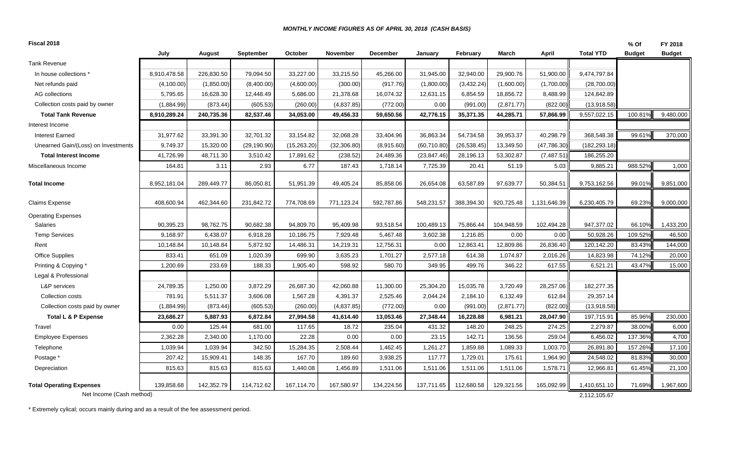*MONTHLY INCOME FIGURES AS OF APRIL 30, 2018 (CASH BASIS)*

| Fiscal 2018 | July | August | September | October | November | December | January | February | March | April | Total YTD | % Of Budget | FY 2018 Budget |
|---|---|---|---|---|---|---|---|---|---|---|---|---|---|
| Tank Revenue | | | | | | | | | | | | | |
| In house collections * | 8,910,478.58 | 226,830.50 | 79,094.50 | 33,227.00 | 33,215.50 | 45,266.00 | 31,945.00 | 32,940.00 | 29,900.76 | 51,900.00 | 9,474,797.84 | | |
| Net refunds paid | (4,100.00) | (1,850.00) | (8,400.00) | (4,600.00) | (300.00) | (917.76) | (1,800.00) | (3,432.24) | (1,600.00) | (1,700.00) | (28,700.00) | | |
| AG collections | 5,795.65 | 16,628.30 | 12,448.49 | 5,686.00 | 21,378.68 | 16,074.32 | 12,631.15 | 6,854.59 | 18,856.72 | 8,488.99 | 124,842.89 | | |
| Collection costs paid by owner | (1,884.99) | (873.44) | (605.53) | (260.00) | (4,837.85) | (772.00) | 0.00 | (991.00) | (2,871.77) | (822.00) | (13,918.58) | | |
| **Total Tank Revenue** | **8,910,289.24** | **240,735.36** | **82,537.46** | **34,053.00** | **49,456.33** | **59,650.56** | **42,776.15** | **35,371.35** | **44,285.71** | **57,866.99** | 9,557,022.15 | 100.81% | 9,480,000 |
| Interest Income | | | | | | | | | | | | | |
| Interest Earned | 31,977.62 | 33,391.30 | 32,701.32 | 33,154.82 | 32,068.28 | 33,404.96 | 36,863.34 | 54,734.58 | 39,953.37 | 40,298.79 | 368,548.38 | 99.61% | 370,000 |
| Unearned Gain/(Loss) on Investments | 9,749.37 | 15,320.00 | (29,190.90) | (15,263.20) | (32,306.80) | (8,915.60) | (60,710.80) | (26,538.45) | 13,349.50 | (47,786.30) | (182,293.18) | | |
| **Total Interest Income** | 41,726.99 | 48,711.30 | 3,510.42 | 17,891.62 | (238.52) | 24,489.36 | (23,847.46) | 28,196.13 | 53,302.87 | (7,487.51) | 186,255.20 | | |
| Miscellaneous Income | 164.81 | 3.11 | 2.93 | 6.77 | 187.43 | 1,718.14 | 7,725.39 | 20.41 | 51.19 | 5.03 | 9,885.21 | 988.52% | 1,000 |
| **Total Income** | 8,952,181.04 | 289,449.77 | 86,050.81 | 51,951.39 | 49,405.24 | 85,858.06 | 26,654.08 | 63,587.89 | 97,639.77 | 50,384.51 | 9,753,162.56 | 99.01% | 9,851,000 |
| Claims Expense | 408,600.94 | 462,344.60 | 231,842.72 | 774,708.69 | 771,123.24 | 592,787.86 | 548,231.57 | 388,394.30 | 920,725.48 | 1,131,646.39 | 6,230,405.79 | 69.23% | 9,000,000 |
| Operating Expenses | | | | | | | | | | | | | |
| Salaries | 90,395.23 | 98,762.75 | 90,682.38 | 94,809.70 | 95,409.98 | 93,518.54 | 100,489.13 | 75,866.44 | 104,948.59 | 102,494.28 | 947,377.02 | 66.10% | 1,433,200 |
| Temp Services | 9,168.97 | 6,438.07 | 6,918.28 | 10,186.75 | 7,929.48 | 5,467.48 | 3,602.38 | 1,216.85 | 0.00 | 0.00 | 50,928.26 | 109.52% | 46,500 |
| Rent | 10,148.84 | 10,148.84 | 5,872.92 | 14,486.31 | 14,219.31 | 12,756.31 | 0.00 | 12,863.41 | 12,809.86 | 26,836.40 | 120,142.20 | 83.43% | 144,000 |
| Office Supplies | 833.41 | 651.09 | 1,020.39 | 699.90 | 3,635.23 | 1,701.27 | 2,577.18 | 614.38 | 1,074.87 | 2,016.26 | 14,823.98 | 74.12% | 20,000 |
| Printing & Copying * | 1,200.69 | 233.69 | 188.33 | 1,905.40 | 598.92 | 580.70 | 349.95 | 499.76 | 346.22 | 617.55 | 6,521.21 | 43.47% | 15,000 |
| Legal & Professional | | | | | | | | | | | | | |
| L&P services | 24,789.35 | 1,250.00 | 3,872.29 | 26,687.30 | 42,060.88 | 11,300.00 | 25,304.20 | 15,035.78 | 3,720.49 | 28,257.06 | 182,277.35 | | |
| Collection costs | 781.91 | 5,511.37 | 3,606.08 | 1,567.28 | 4,391.37 | 2,525.46 | 2,044.24 | 2,184.10 | 6,132.49 | 612.84 | 29,357.14 | | |
| Collection costs paid by owner | (1,884.99) | (873.44) | (605.53) | (260.00) | (4,837.85) | (772.00) | 0.00 | (991.00) | (2,871.77) | (822.00) | (13,918.58) | | |
| **Total L & P Expense** | **23,686.27** | **5,887.93** | **6,872.84** | **27,994.58** | **41,614.40** | **13,053.46** | **27,348.44** | **16,228.88** | **6,981.21** | **28,047.90** | 197,715.91 | 85.96% | 230,000 |
| Travel | 0.00 | 125.44 | 681.00 | 117.65 | 18.72 | 235.04 | 431.32 | 148.20 | 248.25 | 274.25 | 2,279.87 | 38.00% | 6,000 |
| Employee Expenses | 2,362.28 | 2,340.00 | 1,170.00 | 22.28 | 0.00 | 0.00 | 23.15 | 142.71 | 136.56 | 259.04 | 6,456.02 | 137.36% | 4,700 |
| Telephone | 1,039.94 | 1,039.94 | 342.50 | 15,284.35 | 2,508.44 | 1,462.45 | 1,261.27 | 1,859.88 | 1,089.33 | 1,003.70 | 26,891.80 | 157.26% | 17,100 |
| Postage * | 207.42 | 15,909.41 | 148.35 | 167.70 | 189.60 | 3,938.25 | 117.77 | 1,729.01 | 175.61 | 1,964.90 | 24,548.02 | 81.83% | 30,000 |
| Depreciation | 815.63 | 815.63 | 815.63 | 1,440.08 | 1,456.89 | 1,511.06 | 1,511.06 | 1,511.06 | 1,511.06 | 1,578.71 | 12,966.81 | 61.45% | 21,100 |
| **Total Operating Expenses** | 139,858.68 | 142,352.79 | 114,712.62 | 167,114.70 | 167,580.97 | 134,224.56 | 137,711.65 | 112,680.58 | 129,321.56 | 165,092.99 | 1,410,651.10 | 71.69% | 1,967,600 |
| Net Income (Cash method) | | | | | | | | | | | 2,112,105.67 | | |

* Extremely cylical; occurs mainly during and as a result of the fee assessment period.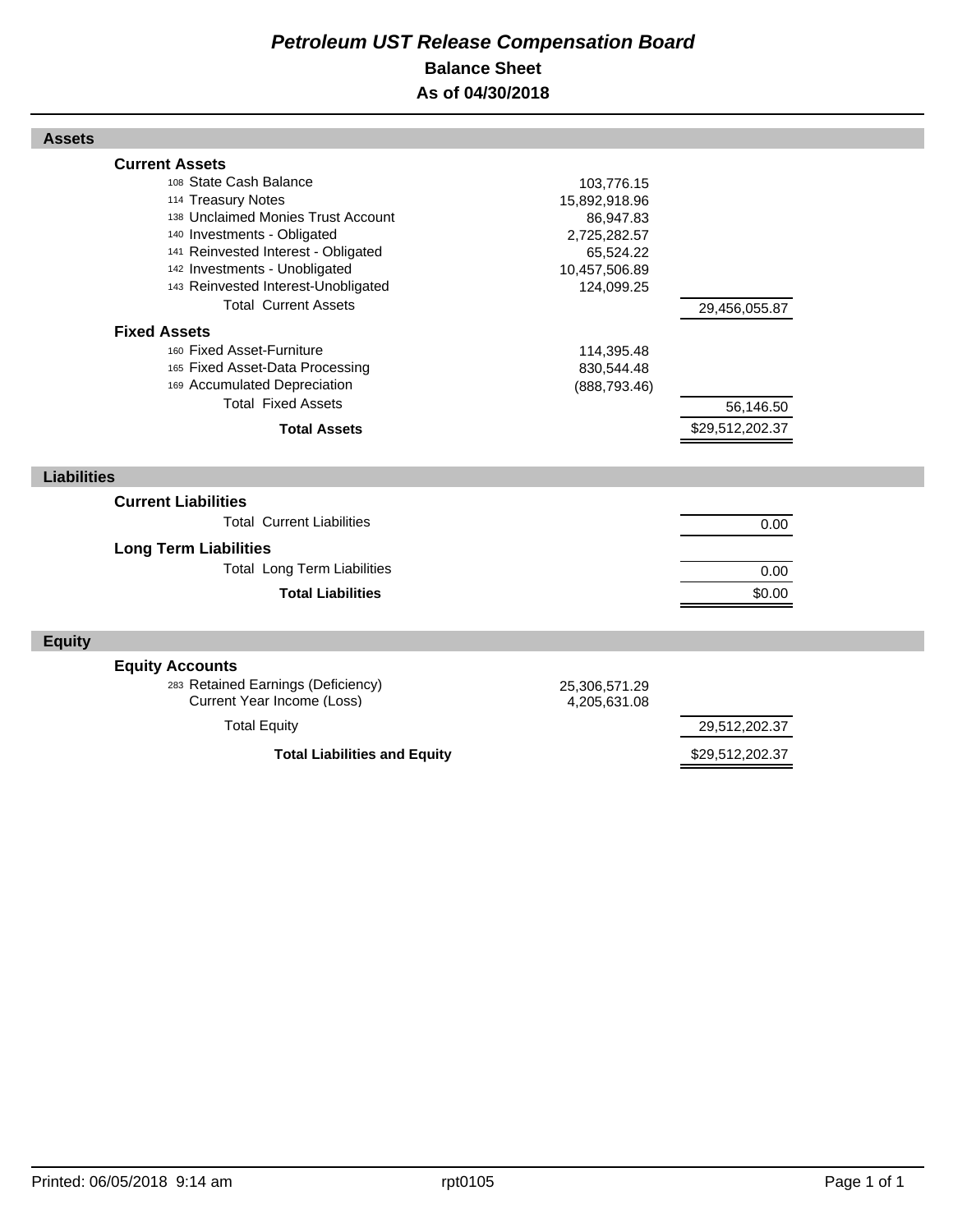# *Petroleum UST Release Compensation Board*

## Balance Sheet

## As of 04/30/2018

### Assets

| | | |
|---|---|---|
| **Current Assets** | | |
| 108 State Cash Balance | 103,776.15 | |
| 114 Treasury Notes | 15,892,918.96 | |
| 138 Unclaimed Monies Trust Account | 86,947.83 | |
| 140 Investments - Obligated | 2,725,282.57 | |
| 141 Reinvested Interest - Obligated | 65,524.22 | |
| 142 Investments - Unobligated | 10,457,506.89 | |
| 143 Reinvested Interest-Unobligated | 124,099.25 | |
| Total Current Assets | | 29,456,055.87 |
| **Fixed Assets** | | |
| 160 Fixed Asset-Furniture | 114,395.48 | |
| 165 Fixed Asset-Data Processing | 830,544.48 | |
| 169 Accumulated Depreciation | (888,793.46) | |
| Total Fixed Assets | | 56,146.50 |
| **Total Assets** | | $29,512,202.37 |

### Liabilities

| | | |
|---|---|---|
| **Current Liabilities** | | |
| Total Current Liabilities | | 0.00 |
| **Long Term Liabilities** | | |
| Total Long Term Liabilities | | 0.00 |
| **Total Liabilities** | | $0.00 |

### Equity

| | | |
|---|---|---|
| **Equity Accounts** | | |
| 283 Retained Earnings (Deficiency) | 25,306,571.29 | |
| Current Year Income (Loss) | 4,205,631.08 | |
| Total Equity | | 29,512,202.37 |
| **Total Liabilities and Equity** | | $29,512,202.37 |

Printed: 06/05/2018 9:14 am rpt0105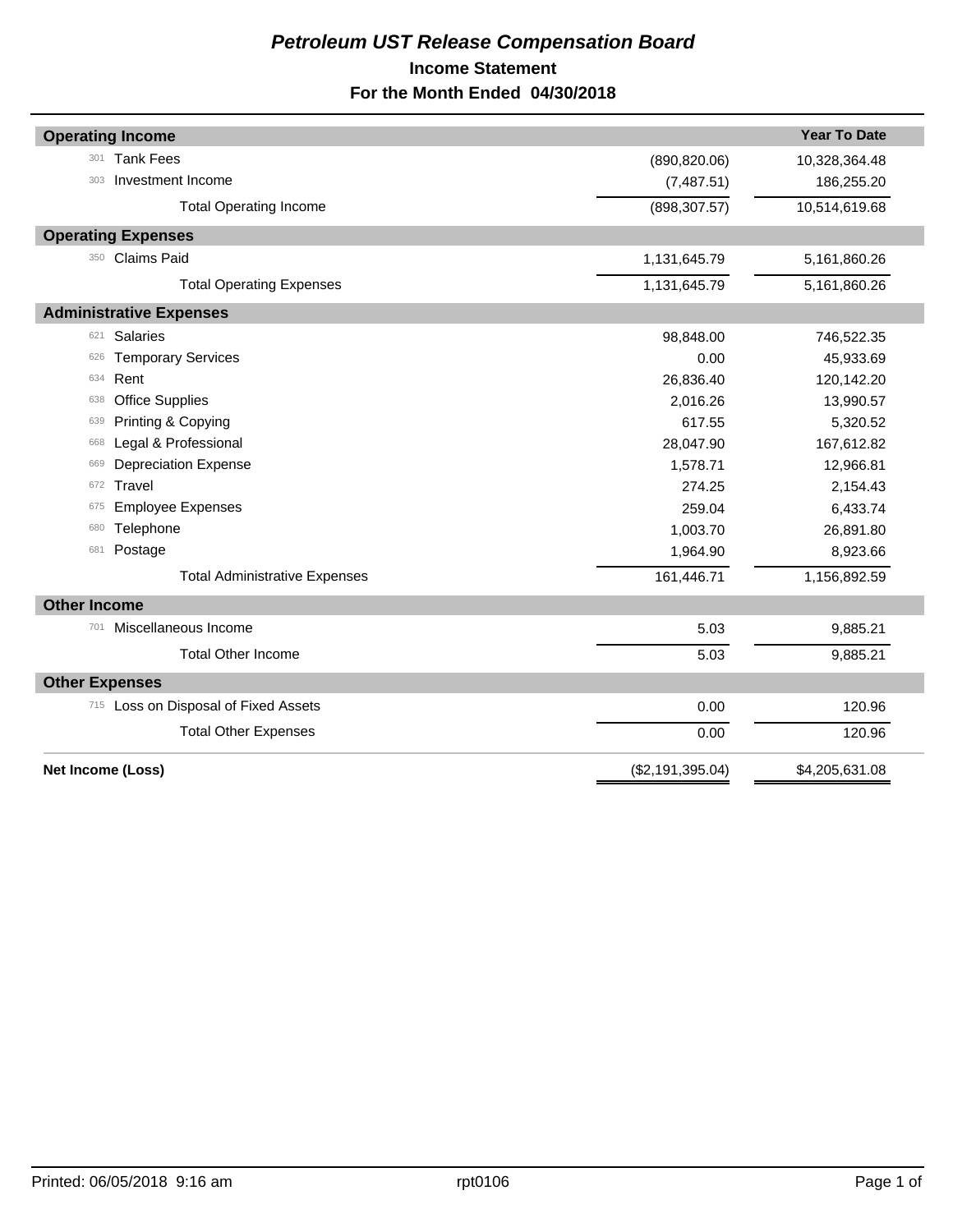# *Petroleum UST Release Compensation Board*

## Income Statement

## For the Month Ended 04/30/2018

| | | | Year To Date |
|---|---|---|---|
| **Operating Income** | | | |
| 301 | Tank Fees | (890,820.06) | 10,328,364.48 |
| 303 | Investment Income | (7,487.51) | 186,255.20 |
| | Total Operating Income | (898,307.57) | 10,514,619.68 |
| **Operating Expenses** | | | |
| 350 | Claims Paid | 1,131,645.79 | 5,161,860.26 |
| | Total Operating Expenses | 1,131,645.79 | 5,161,860.26 |
| **Administrative Expenses** | | | |
| 621 | Salaries | 98,848.00 | 746,522.35 |
| 626 | Temporary Services | 0.00 | 45,933.69 |
| 634 | Rent | 26,836.40 | 120,142.20 |
| 638 | Office Supplies | 2,016.26 | 13,990.57 |
| 639 | Printing & Copying | 617.55 | 5,320.52 |
| 668 | Legal & Professional | 28,047.90 | 167,612.82 |
| 669 | Depreciation Expense | 1,578.71 | 12,966.81 |
| 672 | Travel | 274.25 | 2,154.43 |
| 675 | Employee Expenses | 259.04 | 6,433.74 |
| 680 | Telephone | 1,003.70 | 26,891.80 |
| 681 | Postage | 1,964.90 | 8,923.66 |
| | Total Administrative Expenses | 161,446.71 | 1,156,892.59 |
| **Other Income** | | | |
| 701 | Miscellaneous Income | 5.03 | 9,885.21 |
| | Total Other Income | 5.03 | 9,885.21 |
| **Other Expenses** | | | |
| 715 | Loss on Disposal of Fixed Assets | 0.00 | 120.96 |
| | Total Other Expenses | 0.00 | 120.96 |
| **Net Income (Loss)** | | ($2,191,395.04) | $4,205,631.08 |

Printed: 06/05/2018 9:16 am rpt0106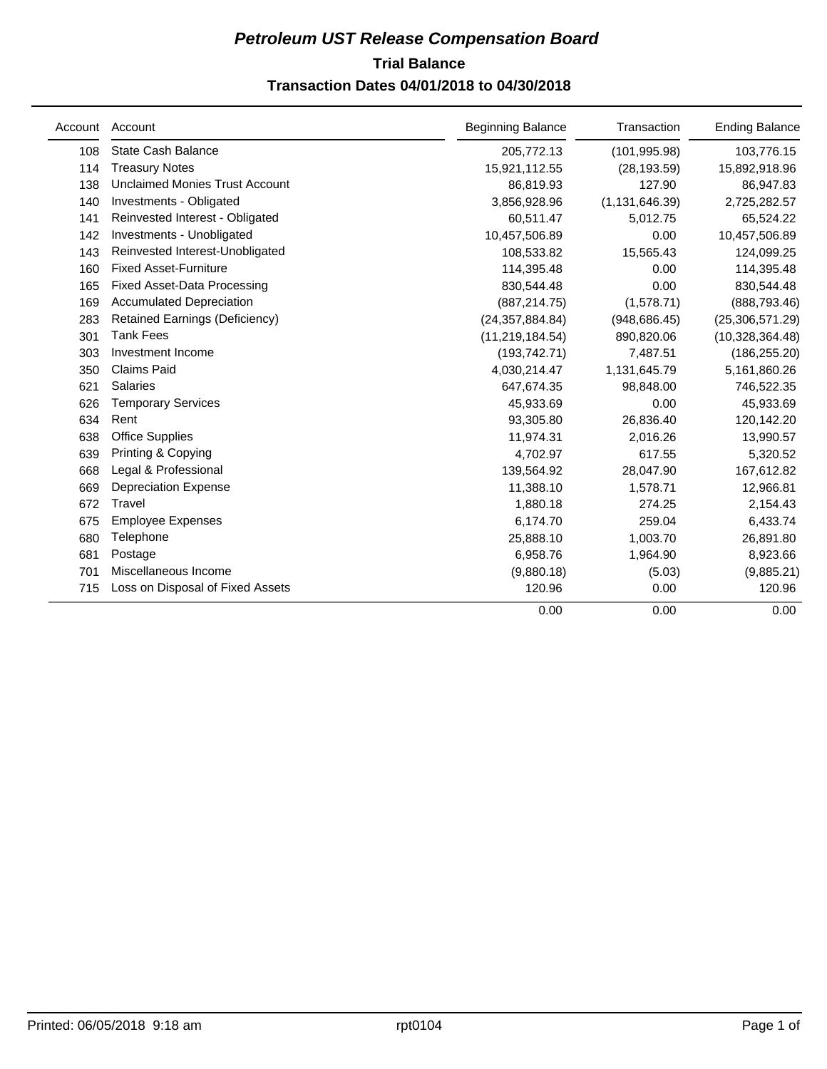# *Petroleum UST Release Compensation Board*

## Trial Balance

## Transaction Dates 04/01/2018 to 04/30/2018

| Account | Account | Beginning Balance | Transaction | Ending Balance |
|---|---|---|---|---|
| 108 | State Cash Balance | 205,772.13 | (101,995.98) | 103,776.15 |
| 114 | Treasury Notes | 15,921,112.55 | (28,193.59) | 15,892,918.96 |
| 138 | Unclaimed Monies Trust Account | 86,819.93 | 127.90 | 86,947.83 |
| 140 | Investments - Obligated | 3,856,928.96 | (1,131,646.39) | 2,725,282.57 |
| 141 | Reinvested Interest - Obligated | 60,511.47 | 5,012.75 | 65,524.22 |
| 142 | Investments - Unobligated | 10,457,506.89 | 0.00 | 10,457,506.89 |
| 143 | Reinvested Interest-Unobligated | 108,533.82 | 15,565.43 | 124,099.25 |
| 160 | Fixed Asset-Furniture | 114,395.48 | 0.00 | 114,395.48 |
| 165 | Fixed Asset-Data Processing | 830,544.48 | 0.00 | 830,544.48 |
| 169 | Accumulated Depreciation | (887,214.75) | (1,578.71) | (888,793.46) |
| 283 | Retained Earnings (Deficiency) | (24,357,884.84) | (948,686.45) | (25,306,571.29) |
| 301 | Tank Fees | (11,219,184.54) | 890,820.06 | (10,328,364.48) |
| 303 | Investment Income | (193,742.71) | 7,487.51 | (186,255.20) |
| 350 | Claims Paid | 4,030,214.47 | 1,131,645.79 | 5,161,860.26 |
| 621 | Salaries | 647,674.35 | 98,848.00 | 746,522.35 |
| 626 | Temporary Services | 45,933.69 | 0.00 | 45,933.69 |
| 634 | Rent | 93,305.80 | 26,836.40 | 120,142.20 |
| 638 | Office Supplies | 11,974.31 | 2,016.26 | 13,990.57 |
| 639 | Printing & Copying | 4,702.97 | 617.55 | 5,320.52 |
| 668 | Legal & Professional | 139,564.92 | 28,047.90 | 167,612.82 |
| 669 | Depreciation Expense | 11,388.10 | 1,578.71 | 12,966.81 |
| 672 | Travel | 1,880.18 | 274.25 | 2,154.43 |
| 675 | Employee Expenses | 6,174.70 | 259.04 | 6,433.74 |
| 680 | Telephone | 25,888.10 | 1,003.70 | 26,891.80 |
| 681 | Postage | 6,958.76 | 1,964.90 | 8,923.66 |
| 701 | Miscellaneous Income | (9,880.18) | (5.03) | (9,885.21) |
| 715 | Loss on Disposal of Fixed Assets | 120.96 | 0.00 | 120.96 |
| | | 0.00 | 0.00 | 0.00 |

Printed: 06/05/2018 9:18 am rpt0104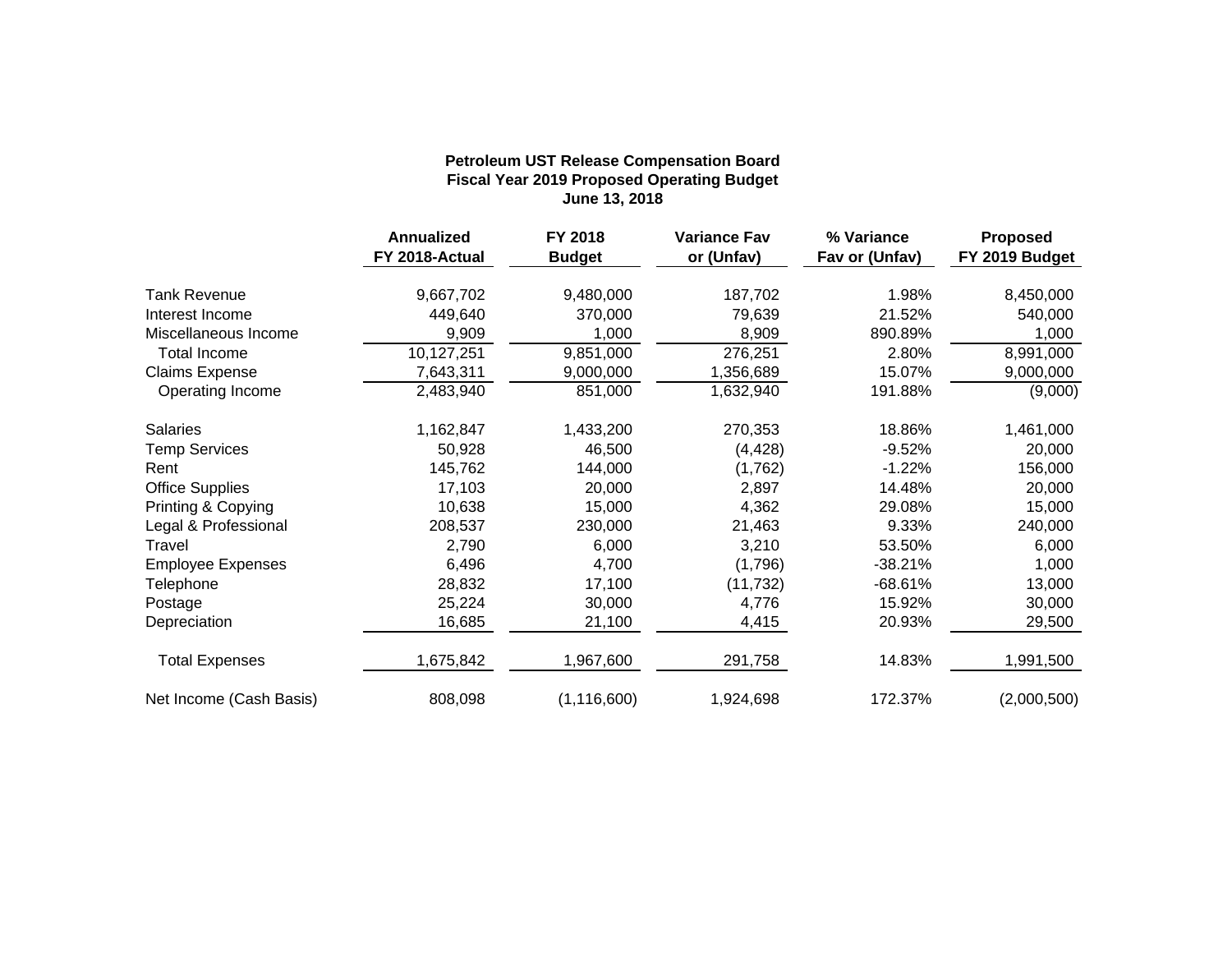**Petroleum UST Release Compensation Board**
**Fiscal Year 2019 Proposed Operating Budget**
**June 13, 2018**

| | Annualized FY 2018-Actual | FY 2018 Budget | Variance Fav or (Unfav) | % Variance Fav or (Unfav) | Proposed FY 2019 Budget |
|---|---|---|---|---|---|
| Tank Revenue | 9,667,702 | 9,480,000 | 187,702 | 1.98% | 8,450,000 |
| Interest Income | 449,640 | 370,000 | 79,639 | 21.52% | 540,000 |
| Miscellaneous Income | 9,909 | 1,000 | 8,909 | 890.89% | 1,000 |
| Total Income | 10,127,251 | 9,851,000 | 276,251 | 2.80% | 8,991,000 |
| Claims Expense | 7,643,311 | 9,000,000 | 1,356,689 | 15.07% | 9,000,000 |
| Operating Income | 2,483,940 | 851,000 | 1,632,940 | 191.88% | (9,000) |
| | | | | | |
| Salaries | 1,162,847 | 1,433,200 | 270,353 | 18.86% | 1,461,000 |
| Temp Services | 50,928 | 46,500 | (4,428) | -9.52% | 20,000 |
| Rent | 145,762 | 144,000 | (1,762) | -1.22% | 156,000 |
| Office Supplies | 17,103 | 20,000 | 2,897 | 14.48% | 20,000 |
| Printing & Copying | 10,638 | 15,000 | 4,362 | 29.08% | 15,000 |
| Legal & Professional | 208,537 | 230,000 | 21,463 | 9.33% | 240,000 |
| Travel | 2,790 | 6,000 | 3,210 | 53.50% | 6,000 |
| Employee Expenses | 6,496 | 4,700 | (1,796) | -38.21% | 1,000 |
| Telephone | 28,832 | 17,100 | (11,732) | -68.61% | 13,000 |
| Postage | 25,224 | 30,000 | 4,776 | 15.92% | 30,000 |
| Depreciation | 16,685 | 21,100 | 4,415 | 20.93% | 29,500 |
| | | | | | |
| Total Expenses | 1,675,842 | 1,967,600 | 291,758 | 14.83% | 1,991,500 |
| | | | | | |
| Net Income (Cash Basis) | 808,098 | (1,116,600) | 1,924,698 | 172.37% | (2,000,500) |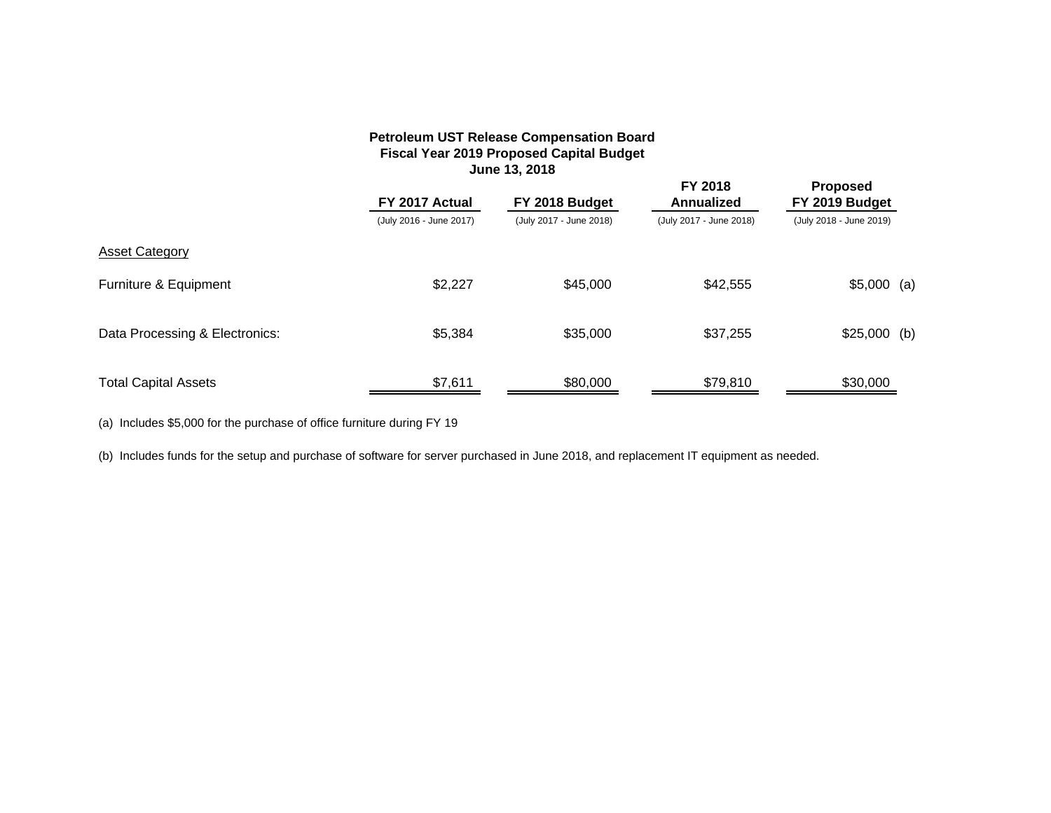**Petroleum UST Release Compensation Board**
**Fiscal Year 2019 Proposed Capital Budget**
**June 13, 2018**

| | FY 2017 Actual (July 2016 - June 2017) | FY 2018 Budget (July 2017 - June 2018) | FY 2018 Annualized (July 2017 - June 2018) | Proposed FY 2019 Budget (July 2018 - June 2019) |
|---|---|---|---|---|
| Asset Category | | | | |
| Furniture & Equipment | $2,227 | $45,000 | $42,555 | $5,000 (a) |
| Data Processing & Electronics: | $5,384 | $35,000 | $37,255 | $25,000 (b) |
| Total Capital Assets | $7,611 | $80,000 | $79,810 | $30,000 |

(a) Includes $5,000 for the purchase of office furniture during FY 19

(b) Includes funds for the setup and purchase of software for server purchased in June 2018, and replacement IT equipment as needed.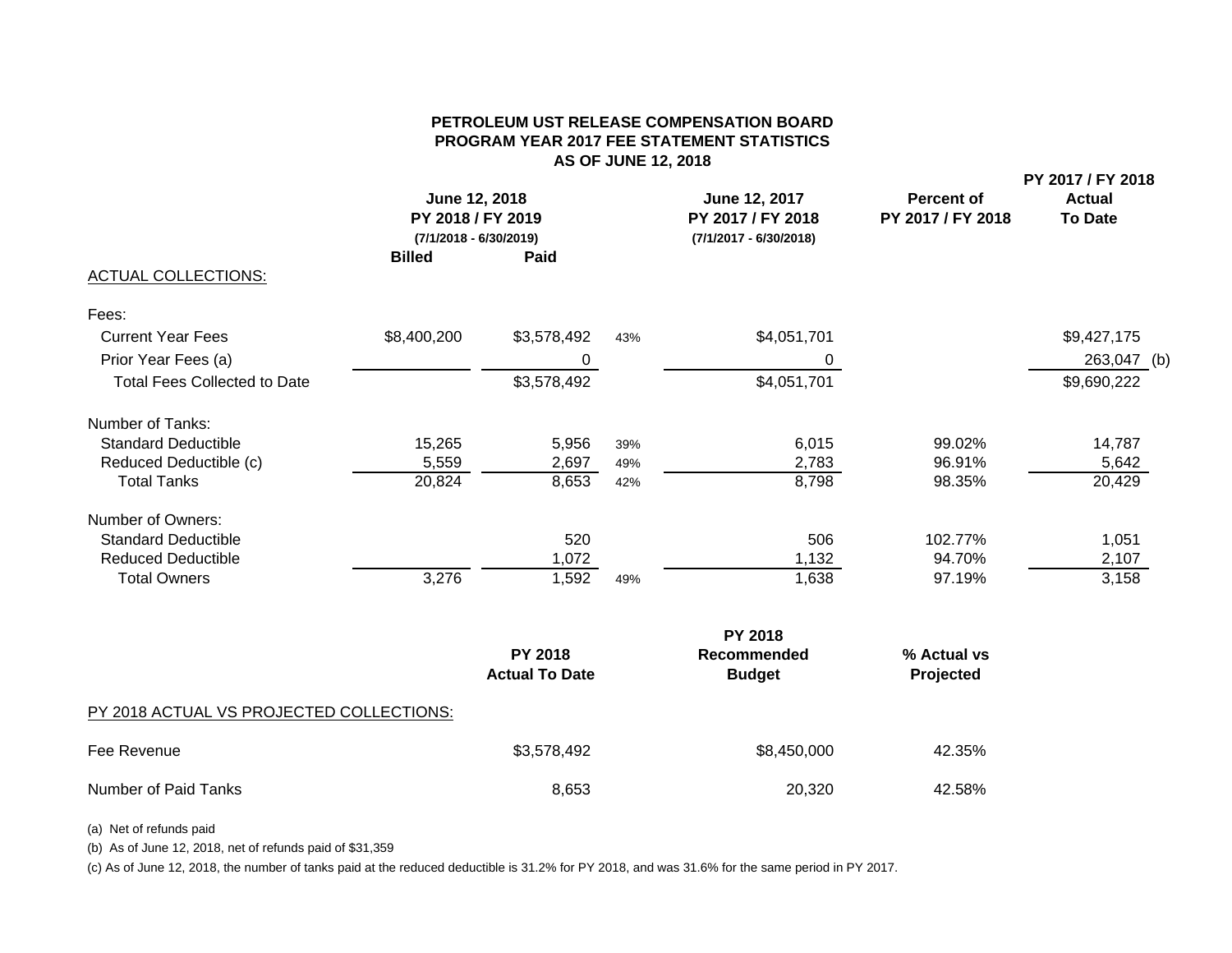# PETROLEUM UST RELEASE COMPENSATION BOARD
## PROGRAM YEAR 2017 FEE STATEMENT STATISTICS
### AS OF JUNE 12, 2018

| | June 12, 2018 PY 2018 / FY 2019 (7/1/2018 - 6/30/2019) Billed | Paid | | June 12, 2017 PY 2017 / FY 2018 (7/1/2017 - 6/30/2018) | Percent of PY 2017 / FY 2018 | PY 2017 / FY 2018 Actual To Date |
|---|---|---|---|---|---|---|
| ACTUAL COLLECTIONS: | | | | | | |
| Fees: | | | | | | |
| Current Year Fees | $8,400,200 | $3,578,492 | 43% | $4,051,701 | | $9,427,175 |
| Prior Year Fees (a) | | 0 | | 0 | | 263,047 (b) |
| Total Fees Collected to Date | | $3,578,492 | | $4,051,701 | | $9,690,222 |
| Number of Tanks: | | | | | | |
| Standard Deductible | 15,265 | 5,956 | 39% | 6,015 | 99.02% | 14,787 |
| Reduced Deductible (c) | 5,559 | 2,697 | 49% | 2,783 | 96.91% | 5,642 |
| Total Tanks | 20,824 | 8,653 | 42% | 8,798 | 98.35% | 20,429 |
| Number of Owners: | | | | | | |
| Standard Deductible | | 520 | | 506 | 102.77% | 1,051 |
| Reduced Deductible | | 1,072 | | 1,132 | 94.70% | 2,107 |
| Total Owners | 3,276 | 1,592 | 49% | 1,638 | 97.19% | 3,158 |

| | PY 2018 Actual To Date | PY 2018 Recommended Budget | % Actual vs Projected |
|---|---|---|---|
| PY 2018 ACTUAL VS PROJECTED COLLECTIONS: | | | |
| Fee Revenue | $3,578,492 | $8,450,000 | 42.35% |
| Number of Paid Tanks | 8,653 | 20,320 | 42.58% |

(a) Net of refunds paid

(b) As of June 12, 2018, net of refunds paid of $31,359

(c) As of June 12, 2018, the number of tanks paid at the reduced deductible is 31.2% for PY 2018, and was 31.6% for the same period in PY 2017.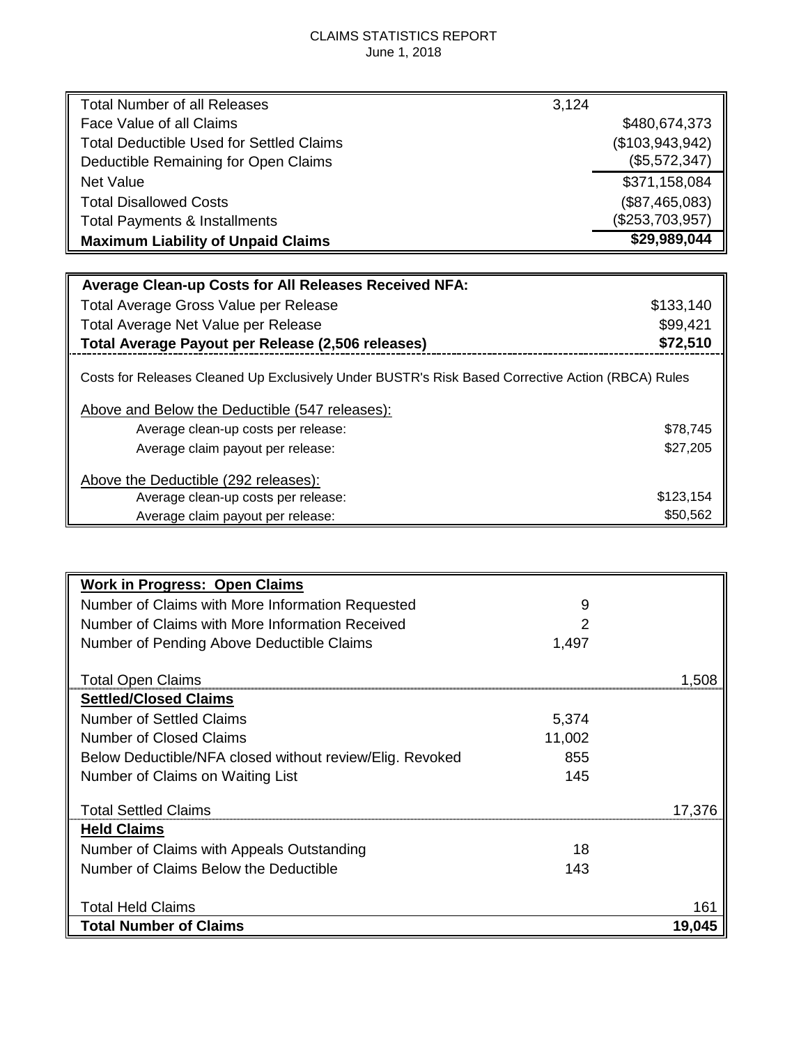# CLAIMS STATISTICS REPORT

June 1, 2018

| | | |
|---|---|---|
| Total Number of all Releases | 3,124 | |
| Face Value of all Claims | | $480,674,373 |
| Total Deductible Used for Settled Claims | | ($103,943,942) |
| Deductible Remaining for Open Claims | | ($5,572,347) |
| Net Value | | $371,158,084 |
| Total Disallowed Costs | | ($87,465,083) |
| Total Payments & Installments | | ($253,703,957) |
| **Maximum Liability of Unpaid Claims** | | **$29,989,044** |

| **Average Clean-up Costs for All Releases Received NFA:** | |
|---|---|
| Total Average Gross Value per Release | $133,140 |
| Total Average Net Value per Release | $99,421 |
| **Total Average Payout per Release (2,506 releases)** | **$72,510** |

Costs for Releases Cleaned Up Exclusively Under BUSTR's Risk Based Corrective Action (RBCA) Rules

| Above and Below the Deductible (547 releases): | |
|---|---|
| Average clean-up costs per release: | $78,745 |
| Average claim payout per release: | $27,205 |

| Above the Deductible (292 releases): | |
|---|---|
| Average clean-up costs per release: | $123,154 |
| Average claim payout per release: | $50,562 |

| **Work in Progress: Open Claims** | | |
|---|---|---|
| Number of Claims with More Information Requested | 9 | |
| Number of Claims with More Information Received | 2 | |
| Number of Pending Above Deductible Claims | 1,497 | |
| Total Open Claims | | 1,508 |
| **Settled/Closed Claims** | | |
| Number of Settled Claims | 5,374 | |
| Number of Closed Claims | 11,002 | |
| Below Deductible/NFA closed without review/Elig. Revoked | 855 | |
| Number of Claims on Waiting List | 145 | |
| Total Settled Claims | | 17,376 |
| **Held Claims** | | |
| Number of Claims with Appeals Outstanding | 18 | |
| Number of Claims Below the Deductible | 143 | |
| Total Held Claims | | 161 |
| **Total Number of Claims** | | **19,045** |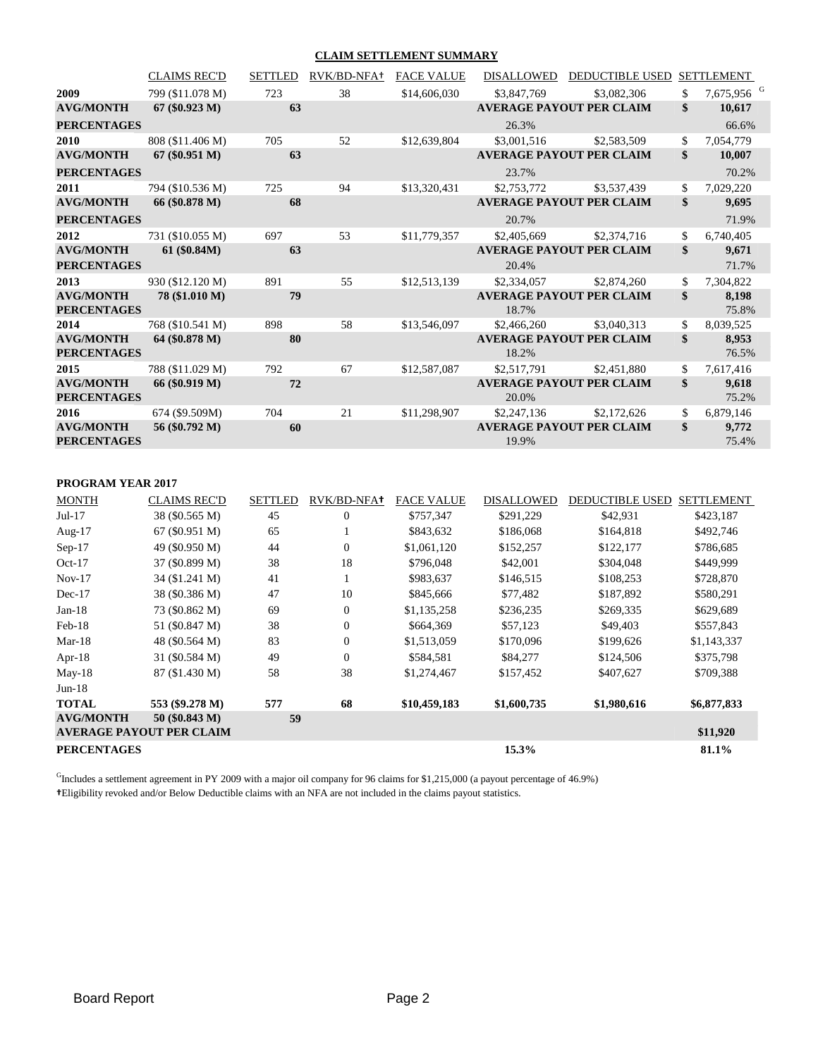## CLAIM SETTLEMENT SUMMARY

| | CLAIMS REC'D | SETTLED | RVK/BD-NFA† | FACE VALUE | DISALLOWED | DEDUCTIBLE USED | SETTLEMENT |
|---|---|---|---|---|---|---|---|
| **2009** | 799 ($11.078 M) | 723 | 38 | $14,606,030 | $3,847,769 | $3,082,306 | $ 7,675,956 [G] |
| **AVG/MONTH** | **67 ($0.923 M)** | **63** | | | **AVERAGE PAYOUT PER CLAIM** | | **$ 10,617** |
| **PERCENTAGES** | | | | | 26.3% | | 66.6% |
| **2010** | 808 ($11.406 M) | 705 | 52 | $12,639,804 | $3,001,516 | $2,583,509 | $ 7,054,779 |
| **AVG/MONTH** | **67 ($0.951 M)** | **63** | | | **AVERAGE PAYOUT PER CLAIM** | | **$ 10,007** |
| **PERCENTAGES** | | | | | 23.7% | | 70.2% |
| **2011** | 794 ($10.536 M) | 725 | 94 | $13,320,431 | $2,753,772 | $3,537,439 | $ 7,029,220 |
| **AVG/MONTH** | **66 ($0.878 M)** | **68** | | | **AVERAGE PAYOUT PER CLAIM** | | **$ 9,695** |
| **PERCENTAGES** | | | | | 20.7% | | 71.9% |
| **2012** | 731 ($10.055 M) | 697 | 53 | $11,779,357 | $2,405,669 | $2,374,716 | $ 6,740,405 |
| **AVG/MONTH** | **61 ($0.84M)** | **63** | | | **AVERAGE PAYOUT PER CLAIM** | | **$ 9,671** |
| **PERCENTAGES** | | | | | 20.4% | | 71.7% |
| **2013** | 930 ($12.120 M) | 891 | 55 | $12,513,139 | $2,334,057 | $2,874,260 | $ 7,304,822 |
| **AVG/MONTH** | **78 ($1.010 M)** | **79** | | | **AVERAGE PAYOUT PER CLAIM** | | **$ 8,198** |
| **PERCENTAGES** | | | | | 18.7% | | 75.8% |
| **2014** | 768 ($10.541 M) | 898 | 58 | $13,546,097 | $2,466,260 | $3,040,313 | $ 8,039,525 |
| **AVG/MONTH** | **64 ($0.878 M)** | **80** | | | **AVERAGE PAYOUT PER CLAIM** | | **$ 8,953** |
| **PERCENTAGES** | | | | | 18.2% | | 76.5% |
| **2015** | 788 ($11.029 M) | 792 | 67 | $12,587,087 | $2,517,791 | $2,451,880 | $ 7,617,416 |
| **AVG/MONTH** | **66 ($0.919 M)** | **72** | | | **AVERAGE PAYOUT PER CLAIM** | | **$ 9,618** |
| **PERCENTAGES** | | | | | 20.0% | | 75.2% |
| **2016** | 674 ($9.509M) | 704 | 21 | $11,298,907 | $2,247,136 | $2,172,626 | $ 6,879,146 |
| **AVG/MONTH** | **56 ($0.792 M)** | **60** | | | **AVERAGE PAYOUT PER CLAIM** | | **$ 9,772** |
| **PERCENTAGES** | | | | | 19.9% | | 75.4% |

**PROGRAM YEAR 2017**

| MONTH | CLAIMS REC'D | SETTLED | RVK/BD-NFA† | FACE VALUE | DISALLOWED | DEDUCTIBLE USED | SETTLEMENT |
|---|---|---|---|---|---|---|---|
| Jul-17 | 38 ($0.565 M) | 45 | 0 | $757,347 | $291,229 | $42,931 | $423,187 |
| Aug-17 | 67 ($0.951 M) | 65 | 1 | $843,632 | $186,068 | $164,818 | $492,746 |
| Sep-17 | 49 ($0.950 M) | 44 | 0 | $1,061,120 | $152,257 | $122,177 | $786,685 |
| Oct-17 | 37 ($0.899 M) | 38 | 18 | $796,048 | $42,001 | $304,048 | $449,999 |
| Nov-17 | 34 ($1.241 M) | 41 | 1 | $983,637 | $146,515 | $108,253 | $728,870 |
| Dec-17 | 38 ($0.386 M) | 47 | 10 | $845,666 | $77,482 | $187,892 | $580,291 |
| Jan-18 | 73 ($0.862 M) | 69 | 0 | $1,135,258 | $236,235 | $269,335 | $629,689 |
| Feb-18 | 51 ($0.847 M) | 38 | 0 | $664,369 | $57,123 | $49,403 | $557,843 |
| Mar-18 | 48 ($0.564 M) | 83 | 0 | $1,513,059 | $170,096 | $199,626 | $1,143,337 |
| Apr-18 | 31 ($0.584 M) | 49 | 0 | $584,581 | $84,277 | $124,506 | $375,798 |
| May-18 | 87 ($1.430 M) | 58 | 38 | $1,274,467 | $157,452 | $407,627 | $709,388 |
| Jun-18 | | | | | | | |
| **TOTAL** | **553 ($9.278 M)** | **577** | **68** | **$10,459,183** | **$1,600,735** | **$1,980,616** | **$6,877,833** |
| **AVG/MONTH** | **50 ($0.843 M)** | **59** | | | | | |
| **AVERAGE PAYOUT PER CLAIM** | | | | | | | **$11,920** |
| **PERCENTAGES** | | | | | **15.3%** | | **81.1%** |

[G]Includes a settlement agreement in PY 2009 with a major oil company for 96 claims for $1,215,000 (a payout percentage of 46.9%)

†Eligibility revoked and/or Below Deductible claims with an NFA are not included in the claims payout statistics.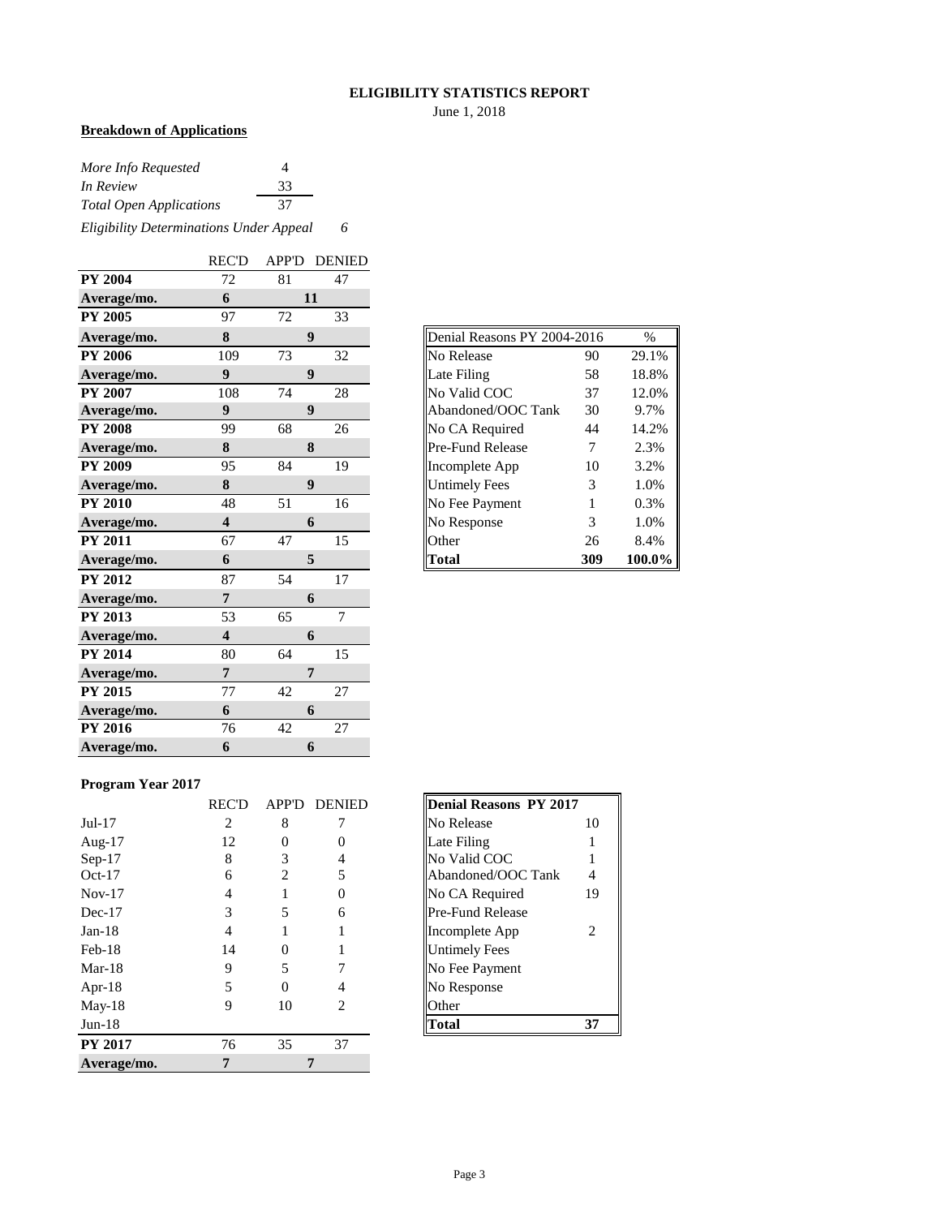**ELIGIBILITY STATISTICS REPORT**

June 1, 2018

**Breakdown of Applications**

| | |
|---|---|
| *More Info Requested* | 4 |
| *In Review* | 33 |
| *Total Open Applications* | 37 |
| *Eligibility Determinations Under Appeal* | 6 |

| | REC'D | APP'D | DENIED |
|---|---|---|---|
| **PY 2004** | 72 | 81 | 47 |
| **Average/mo.** | **6** | **11** | |
| **PY 2005** | 97 | 72 | 33 |
| **Average/mo.** | **8** | **9** | |
| **PY 2006** | 109 | 73 | 32 |
| **Average/mo.** | **9** | **9** | |
| **PY 2007** | 108 | 74 | 28 |
| **Average/mo.** | **9** | **9** | |
| **PY 2008** | 99 | 68 | 26 |
| **Average/mo.** | **8** | **8** | |
| **PY 2009** | 95 | 84 | 19 |
| **Average/mo.** | **8** | **9** | |
| **PY 2010** | 48 | 51 | 16 |
| **Average/mo.** | **4** | **6** | |
| **PY 2011** | 67 | 47 | 15 |
| **Average/mo.** | **6** | **5** | |
| **PY 2012** | 87 | 54 | 17 |
| **Average/mo.** | **7** | **6** | |
| **PY 2013** | 53 | 65 | 7 |
| **Average/mo.** | **4** | **6** | |
| **PY 2014** | 80 | 64 | 15 |
| **Average/mo.** | **7** | **7** | |
| **PY 2015** | 77 | 42 | 27 |
| **Average/mo.** | **6** | **6** | |
| **PY 2016** | 76 | 42 | 27 |
| **Average/mo.** | **6** | **6** | |

| Denial Reasons PY 2004-2016 | | % |
|---|---|---|
| No Release | 90 | 29.1% |
| Late Filing | 58 | 18.8% |
| No Valid COC | 37 | 12.0% |
| Abandoned/OOC Tank | 30 | 9.7% |
| No CA Required | 44 | 14.2% |
| Pre-Fund Release | 7 | 2.3% |
| Incomplete App | 10 | 3.2% |
| Untimely Fees | 3 | 1.0% |
| No Fee Payment | 1 | 0.3% |
| No Response | 3 | 1.0% |
| Other | 26 | 8.4% |
| **Total** | **309** | **100.0%** |

**Program Year 2017**

| | REC'D | APP'D | DENIED |
|---|---|---|---|
| Jul-17 | 2 | 8 | 7 |
| Aug-17 | 12 | 0 | 0 |
| Sep-17 | 8 | 3 | 4 |
| Oct-17 | 6 | 2 | 5 |
| Nov-17 | 4 | 1 | 0 |
| Dec-17 | 3 | 5 | 6 |
| Jan-18 | 4 | 1 | 1 |
| Feb-18 | 14 | 0 | 1 |
| Mar-18 | 9 | 5 | 7 |
| Apr-18 | 5 | 0 | 4 |
| May-18 | 9 | 10 | 2 |
| Jun-18 | | | |
| **PY 2017** | 76 | 35 | 37 |
| **Average/mo.** | **7** | **7** | |

| **Denial Reasons PY 2017** | |
|---|---|
| No Release | 10 |
| Late Filing | 1 |
| No Valid COC | 1 |
| Abandoned/OOC Tank | 4 |
| No CA Required | 19 |
| Pre-Fund Release | |
| Incomplete App | 2 |
| Untimely Fees | |
| No Fee Payment | |
| No Response | |
| Other | |
| **Total** | **37** |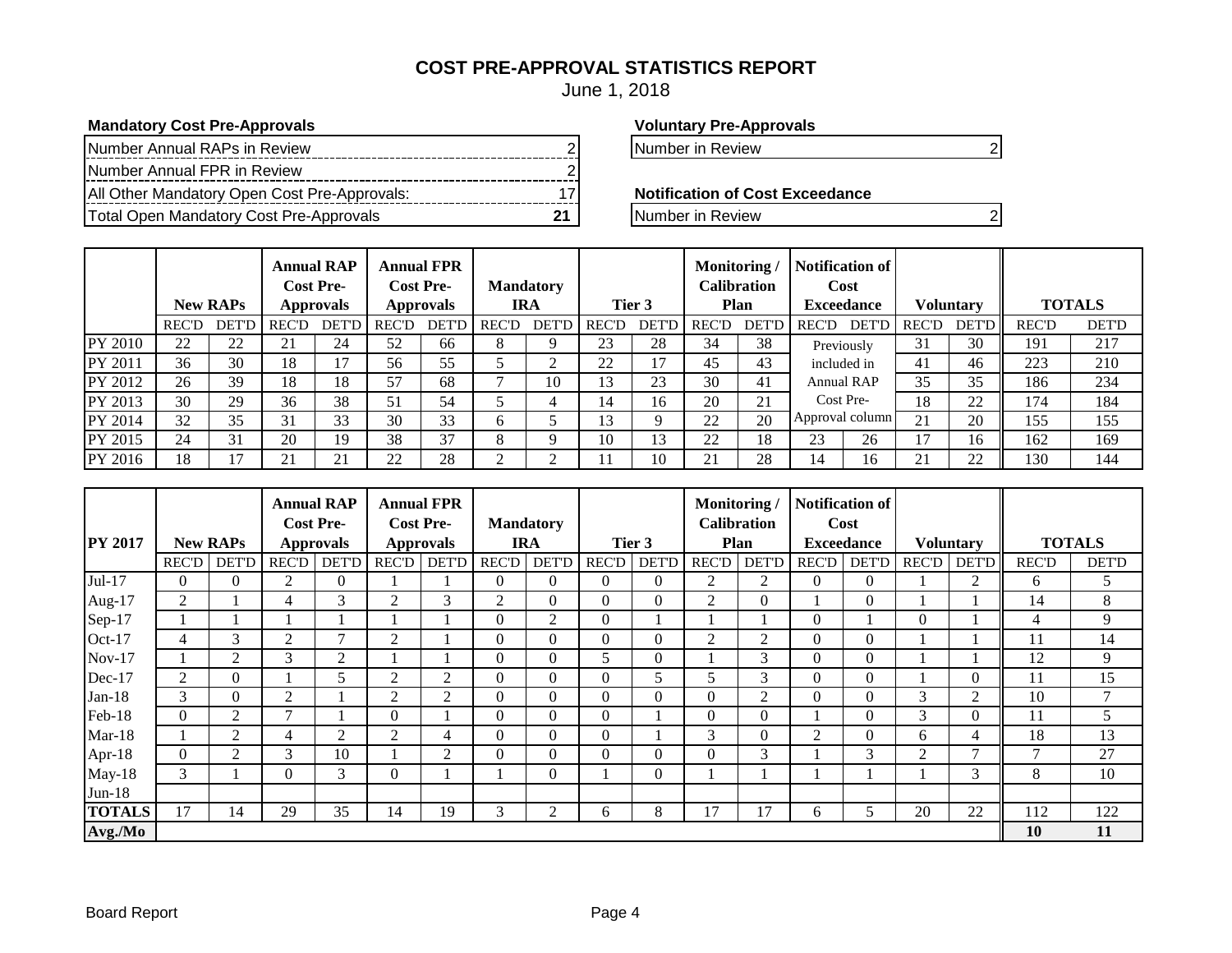# COST PRE-APPROVAL STATISTICS REPORT

June 1, 2018

**Mandatory Cost Pre-Approvals**

| | |
|---|---|
| Number Annual RAPs in Review | 2 |
| Number Annual FPR in Review | 2 |
| All Other Mandatory Open Cost Pre-Approvals: | 17 |
| Total Open Mandatory Cost Pre-Approvals | **21** |

**Voluntary Pre-Approvals**

| | |
|---|---|
| Number in Review | 2 |

**Notification of Cost Exceedance**

| | |
|---|---|
| Number in Review | 2 |

| | New RAPs | | Annual RAP Cost Pre-Approvals | | Annual FPR Cost Pre-Approvals | | Mandatory IRA | | Tier 3 | | Monitoring / Calibration Plan | | Notification of Cost Exceedance | | Voluntary | | TOTALS | |
|---|---|---|---|---|---|---|---|---|---|---|---|---|---|---|---|---|---|---|
| | REC'D | DET'D | REC'D | DET'D | REC'D | DET'D | REC'D | DET'D | REC'D | DET'D | REC'D | DET'D | REC'D | DET'D | REC'D | DET'D | REC'D | DET'D |
| PY 2010 | 22 | 22 | 21 | 24 | 52 | 66 | 8 | 9 | 23 | 28 | 34 | 38 | Previously included in Annual RAP Cost Pre-Approval column | | 31 | 30 | 191 | 217 |
| PY 2011 | 36 | 30 | 18 | 17 | 56 | 55 | 5 | 2 | 22 | 17 | 45 | 43 | | | 41 | 46 | 223 | 210 |
| PY 2012 | 26 | 39 | 18 | 18 | 57 | 68 | 7 | 10 | 13 | 23 | 30 | 41 | | | 35 | 35 | 186 | 234 |
| PY 2013 | 30 | 29 | 36 | 38 | 51 | 54 | 5 | 4 | 14 | 16 | 20 | 21 | | | 18 | 22 | 174 | 184 |
| PY 2014 | 32 | 35 | 31 | 33 | 30 | 33 | 6 | 5 | 13 | 9 | 22 | 20 | | | 21 | 20 | 155 | 155 |
| PY 2015 | 24 | 31 | 20 | 19 | 38 | 37 | 8 | 9 | 10 | 13 | 22 | 18 | 23 | 26 | 17 | 16 | 162 | 169 |
| PY 2016 | 18 | 17 | 21 | 21 | 22 | 28 | 2 | 2 | 11 | 10 | 21 | 28 | 14 | 16 | 21 | 22 | 130 | 144 |

| PY 2017 | New RAPs | | Annual RAP Cost Pre-Approvals | | Annual FPR Cost Pre-Approvals | | Mandatory IRA | | Tier 3 | | Monitoring / Calibration Plan | | Notification of Cost Exceedance | | Voluntary | | TOTALS | |
|---|---|---|---|---|---|---|---|---|---|---|---|---|---|---|---|---|---|---|
| | REC'D | DET'D | REC'D | DET'D | REC'D | DET'D | REC'D | DET'D | REC'D | DET'D | REC'D | DET'D | REC'D | DET'D | REC'D | DET'D | REC'D | DET'D |
| Jul-17 | 0 | 0 | 2 | 0 | 1 | 1 | 0 | 0 | 0 | 0 | 2 | 2 | 0 | 0 | 1 | 2 | 6 | 5 |
| Aug-17 | 2 | 1 | 4 | 3 | 2 | 3 | 2 | 0 | 0 | 0 | 2 | 0 | 1 | 0 | 1 | 1 | 14 | 8 |
| Sep-17 | 1 | 1 | 1 | 1 | 1 | 1 | 0 | 2 | 0 | 1 | 1 | 1 | 0 | 1 | 0 | 1 | 4 | 9 |
| Oct-17 | 4 | 3 | 2 | 7 | 2 | 1 | 0 | 0 | 0 | 0 | 2 | 2 | 0 | 0 | 1 | 1 | 11 | 14 |
| Nov-17 | 1 | 2 | 3 | 2 | 1 | 1 | 0 | 0 | 5 | 0 | 1 | 3 | 0 | 0 | 1 | 1 | 12 | 9 |
| Dec-17 | 2 | 0 | 1 | 5 | 2 | 2 | 0 | 0 | 0 | 5 | 5 | 3 | 0 | 0 | 1 | 0 | 11 | 15 |
| Jan-18 | 3 | 0 | 2 | 1 | 2 | 2 | 0 | 0 | 0 | 0 | 0 | 2 | 0 | 0 | 3 | 2 | 10 | 7 |
| Feb-18 | 0 | 2 | 7 | 1 | 0 | 1 | 0 | 0 | 0 | 1 | 0 | 0 | 1 | 0 | 3 | 0 | 11 | 5 |
| Mar-18 | 1 | 2 | 4 | 2 | 2 | 4 | 0 | 0 | 0 | 1 | 3 | 0 | 2 | 0 | 6 | 4 | 18 | 13 |
| Apr-18 | 0 | 2 | 3 | 10 | 1 | 2 | 0 | 0 | 0 | 0 | 0 | 3 | 1 | 3 | 2 | 7 | 7 | 27 |
| May-18 | 3 | 1 | 0 | 3 | 0 | 1 | 1 | 0 | 1 | 0 | 1 | 1 | 1 | 1 | 1 | 3 | 8 | 10 |
| Jun-18 | | | | | | | | | | | | | | | | | | |
| **TOTALS** | 17 | 14 | 29 | 35 | 14 | 19 | 3 | 2 | 6 | 8 | 17 | 17 | 6 | 5 | 20 | 22 | 112 | 122 |
| **Avg./Mo** | | | | | | | | | | | | | | | | | **10** | **11** |

Board Report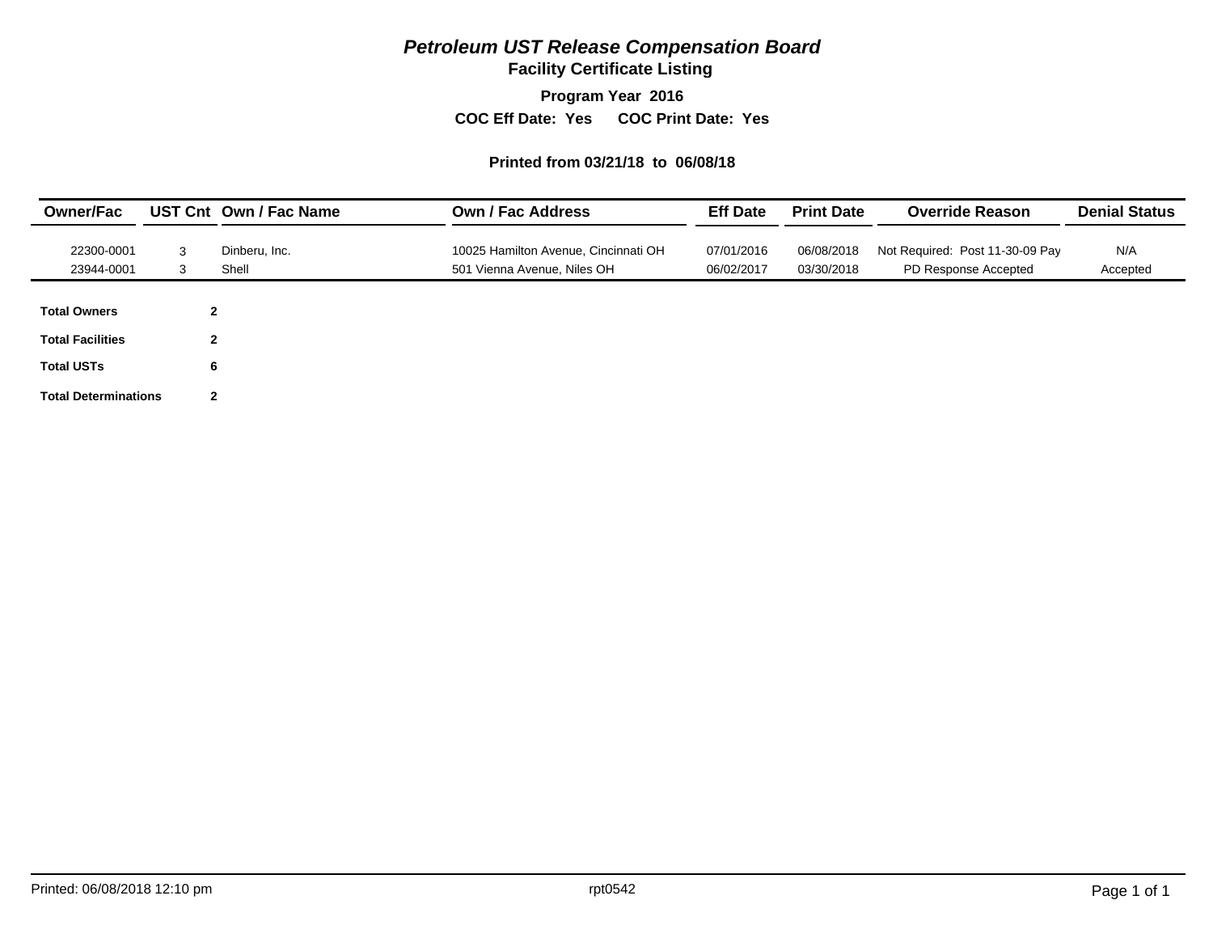# *Petroleum UST Release Compensation Board*

## Facility Certificate Listing

**Program Year 2016**

**COC Eff Date: Yes COC Print Date: Yes**

**Printed from 03/21/18 to 06/08/18**

| Owner/Fac | UST Cnt | Own / Fac Name | Own / Fac Address | Eff Date | Print Date | Override Reason | Denial Status |
|---|---|---|---|---|---|---|---|
| 22300-0001 | 3 | Dinberu, Inc. | 10025 Hamilton Avenue, Cincinnati OH | 07/01/2016 | 06/08/2018 | Not Required: Post 11-30-09 Pay | N/A |
| 23944-0001 | 3 | Shell | 501 Vienna Avenue, Niles OH | 06/02/2017 | 03/30/2018 | PD Response Accepted | Accepted |

| | |
|---|---|
| **Total Owners** | **2** |
| **Total Facilities** | **2** |
| **Total USTs** | **6** |
| **Total Determinations** | **2** |

Printed: 06/08/2018 12:10 pm rpt0542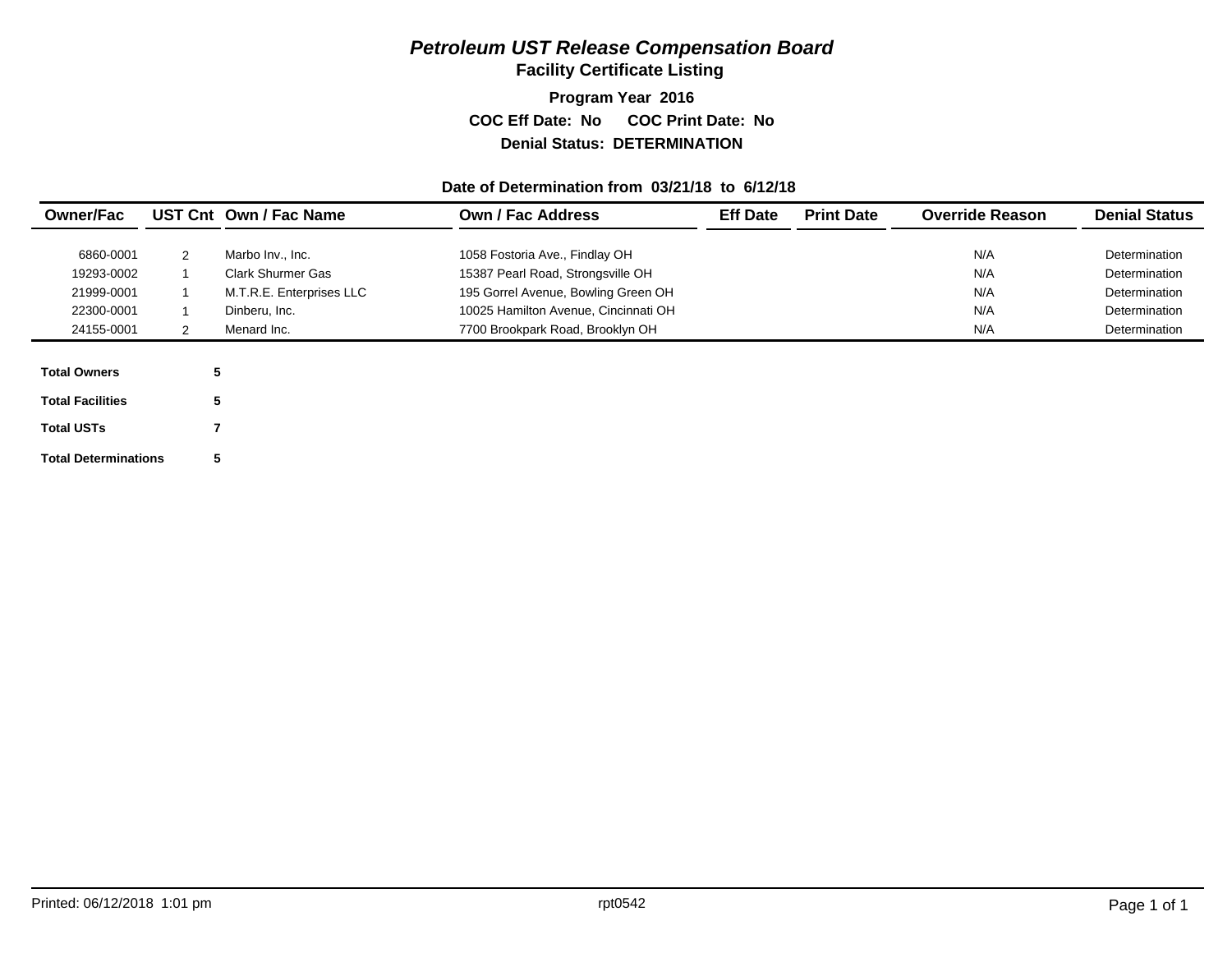# *Petroleum UST Release Compensation Board*

## Facility Certificate Listing

**Program Year 2016**

**COC Eff Date: No COC Print Date: No**

**Denial Status: DETERMINATION**

**Date of Determination from 03/21/18 to 6/12/18**

| Owner/Fac | UST Cnt | Own / Fac Name | Own / Fac Address | Eff Date | Print Date | Override Reason | Denial Status |
|---|---|---|---|---|---|---|---|
| 6860-0001 | 2 | Marbo Inv., Inc. | 1058 Fostoria Ave., Findlay OH | | | N/A | Determination |
| 19293-0002 | 1 | Clark Shurmer Gas | 15387 Pearl Road, Strongsville OH | | | N/A | Determination |
| 21999-0001 | 1 | M.T.R.E. Enterprises LLC | 195 Gorrel Avenue, Bowling Green OH | | | N/A | Determination |
| 22300-0001 | 1 | Dinberu, Inc. | 10025 Hamilton Avenue, Cincinnati OH | | | N/A | Determination |
| 24155-0001 | 2 | Menard Inc. | 7700 Brookpark Road, Brooklyn OH | | | N/A | Determination |

| | |
|---|---|
| **Total Owners** | **5** |
| **Total Facilities** | **5** |
| **Total USTs** | **7** |
| **Total Determinations** | **5** |

Printed: 06/12/2018 1:01 pm    rpt0542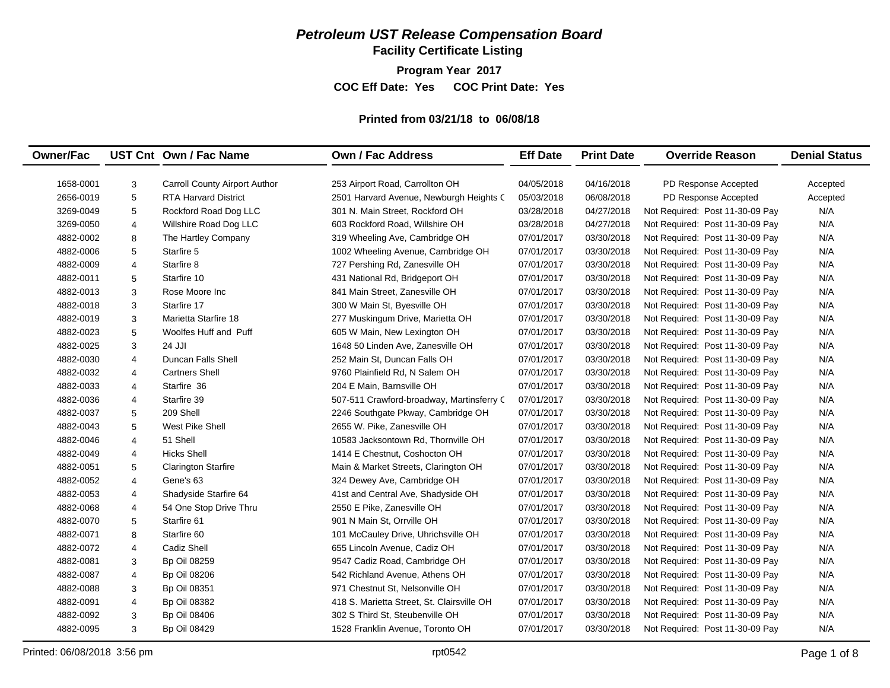# *Petroleum UST Release Compensation Board*

## Facility Certificate Listing

**Program Year 2017**

**COC Eff Date: Yes COC Print Date: Yes**

**Printed from 03/21/18 to 06/08/18**

| Owner/Fac | UST Cnt | Own / Fac Name | Own / Fac Address | Eff Date | Print Date | Override Reason | Denial Status |
|---|---|---|---|---|---|---|---|
| 1658-0001 | 3 | Carroll County Airport Author | 253 Airport Road, Carrollton OH | 04/05/2018 | 04/16/2018 | PD Response Accepted | Accepted |
| 2656-0019 | 5 | RTA Harvard District | 2501 Harvard Avenue, Newburgh Heights C | 05/03/2018 | 06/08/2018 | PD Response Accepted | Accepted |
| 3269-0049 | 5 | Rockford Road Dog LLC | 301 N. Main Street, Rockford OH | 03/28/2018 | 04/27/2018 | Not Required: Post 11-30-09 Pay | N/A |
| 3269-0050 | 4 | Willshire Road Dog LLC | 603 Rockford Road, Willshire OH | 03/28/2018 | 04/27/2018 | Not Required: Post 11-30-09 Pay | N/A |
| 4882-0002 | 8 | The Hartley Company | 319 Wheeling Ave, Cambridge OH | 07/01/2017 | 03/30/2018 | Not Required: Post 11-30-09 Pay | N/A |
| 4882-0006 | 5 | Starfire 5 | 1002 Wheeling Avenue, Cambridge OH | 07/01/2017 | 03/30/2018 | Not Required: Post 11-30-09 Pay | N/A |
| 4882-0009 | 4 | Starfire 8 | 727 Pershing Rd, Zanesville OH | 07/01/2017 | 03/30/2018 | Not Required: Post 11-30-09 Pay | N/A |
| 4882-0011 | 5 | Starfire 10 | 431 National Rd, Bridgeport OH | 07/01/2017 | 03/30/2018 | Not Required: Post 11-30-09 Pay | N/A |
| 4882-0013 | 3 | Rose Moore Inc | 841 Main Street, Zanesville OH | 07/01/2017 | 03/30/2018 | Not Required: Post 11-30-09 Pay | N/A |
| 4882-0018 | 3 | Starfire 17 | 300 W Main St, Byesville OH | 07/01/2017 | 03/30/2018 | Not Required: Post 11-30-09 Pay | N/A |
| 4882-0019 | 3 | Marietta Starfire 18 | 277 Muskingum Drive, Marietta OH | 07/01/2017 | 03/30/2018 | Not Required: Post 11-30-09 Pay | N/A |
| 4882-0023 | 5 | Woolfes Huff and Puff | 605 W Main, New Lexington OH | 07/01/2017 | 03/30/2018 | Not Required: Post 11-30-09 Pay | N/A |
| 4882-0025 | 3 | 24 JJI | 1648 50 Linden Ave, Zanesville OH | 07/01/2017 | 03/30/2018 | Not Required: Post 11-30-09 Pay | N/A |
| 4882-0030 | 4 | Duncan Falls Shell | 252 Main St, Duncan Falls OH | 07/01/2017 | 03/30/2018 | Not Required: Post 11-30-09 Pay | N/A |
| 4882-0032 | 4 | Cartners Shell | 9760 Plainfield Rd, N Salem OH | 07/01/2017 | 03/30/2018 | Not Required: Post 11-30-09 Pay | N/A |
| 4882-0033 | 4 | Starfire 36 | 204 E Main, Barnsville OH | 07/01/2017 | 03/30/2018 | Not Required: Post 11-30-09 Pay | N/A |
| 4882-0036 | 4 | Starfire 39 | 507-511 Crawford-broadway, Martinsferry C | 07/01/2017 | 03/30/2018 | Not Required: Post 11-30-09 Pay | N/A |
| 4882-0037 | 5 | 209 Shell | 2246 Southgate Pkway, Cambridge OH | 07/01/2017 | 03/30/2018 | Not Required: Post 11-30-09 Pay | N/A |
| 4882-0043 | 5 | West Pike Shell | 2655 W. Pike, Zanesville OH | 07/01/2017 | 03/30/2018 | Not Required: Post 11-30-09 Pay | N/A |
| 4882-0046 | 4 | 51 Shell | 10583 Jacksontown Rd, Thornville OH | 07/01/2017 | 03/30/2018 | Not Required: Post 11-30-09 Pay | N/A |
| 4882-0049 | 4 | Hicks Shell | 1414 E Chestnut, Coshocton OH | 07/01/2017 | 03/30/2018 | Not Required: Post 11-30-09 Pay | N/A |
| 4882-0051 | 5 | Clarington Starfire | Main & Market Streets, Clarington OH | 07/01/2017 | 03/30/2018 | Not Required: Post 11-30-09 Pay | N/A |
| 4882-0052 | 4 | Gene's 63 | 324 Dewey Ave, Cambridge OH | 07/01/2017 | 03/30/2018 | Not Required: Post 11-30-09 Pay | N/A |
| 4882-0053 | 4 | Shadyside Starfire 64 | 41st and Central Ave, Shadyside OH | 07/01/2017 | 03/30/2018 | Not Required: Post 11-30-09 Pay | N/A |
| 4882-0068 | 4 | 54 One Stop Drive Thru | 2550 E Pike, Zanesville OH | 07/01/2017 | 03/30/2018 | Not Required: Post 11-30-09 Pay | N/A |
| 4882-0070 | 5 | Starfire 61 | 901 N Main St, Orrville OH | 07/01/2017 | 03/30/2018 | Not Required: Post 11-30-09 Pay | N/A |
| 4882-0071 | 8 | Starfire 60 | 101 McCauley Drive, Uhrichsville OH | 07/01/2017 | 03/30/2018 | Not Required: Post 11-30-09 Pay | N/A |
| 4882-0072 | 4 | Cadiz Shell | 655 Lincoln Avenue, Cadiz OH | 07/01/2017 | 03/30/2018 | Not Required: Post 11-30-09 Pay | N/A |
| 4882-0081 | 3 | Bp Oil 08259 | 9547 Cadiz Road, Cambridge OH | 07/01/2017 | 03/30/2018 | Not Required: Post 11-30-09 Pay | N/A |
| 4882-0087 | 4 | Bp Oil 08206 | 542 Richland Avenue, Athens OH | 07/01/2017 | 03/30/2018 | Not Required: Post 11-30-09 Pay | N/A |
| 4882-0088 | 3 | Bp Oil 08351 | 971 Chestnut St, Nelsonville OH | 07/01/2017 | 03/30/2018 | Not Required: Post 11-30-09 Pay | N/A |
| 4882-0091 | 4 | Bp Oil 08382 | 418 S. Marietta Street, St. Clairsville OH | 07/01/2017 | 03/30/2018 | Not Required: Post 11-30-09 Pay | N/A |
| 4882-0092 | 3 | Bp Oil 08406 | 302 S Third St, Steubenville OH | 07/01/2017 | 03/30/2018 | Not Required: Post 11-30-09 Pay | N/A |
| 4882-0095 | 3 | Bp Oil 08429 | 1528 Franklin Avenue, Toronto OH | 07/01/2017 | 03/30/2018 | Not Required: Post 11-30-09 Pay | N/A |

Printed: 06/08/2018 3:56 pm rpt0542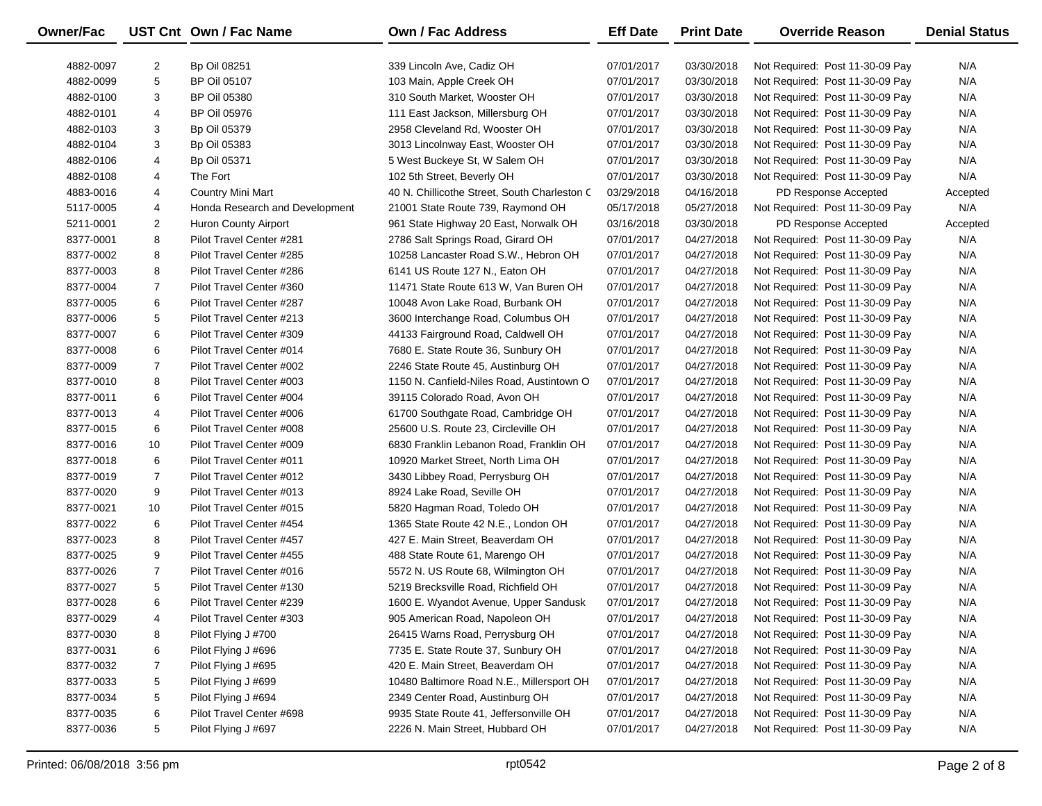| Owner/Fac | UST Cnt | Own / Fac Name | Own / Fac Address | Eff Date | Print Date | Override Reason | Denial Status |
|---|---|---|---|---|---|---|---|
| 4882-0097 | 2 | Bp Oil 08251 | 339 Lincoln Ave, Cadiz OH | 07/01/2017 | 03/30/2018 | Not Required: Post 11-30-09 Pay | N/A |
| 4882-0099 | 5 | BP Oil 05107 | 103 Main, Apple Creek OH | 07/01/2017 | 03/30/2018 | Not Required: Post 11-30-09 Pay | N/A |
| 4882-0100 | 3 | BP Oil 05380 | 310 South Market, Wooster OH | 07/01/2017 | 03/30/2018 | Not Required: Post 11-30-09 Pay | N/A |
| 4882-0101 | 4 | BP Oil 05976 | 111 East Jackson, Millersburg OH | 07/01/2017 | 03/30/2018 | Not Required: Post 11-30-09 Pay | N/A |
| 4882-0103 | 3 | Bp Oil 05379 | 2958 Cleveland Rd, Wooster OH | 07/01/2017 | 03/30/2018 | Not Required: Post 11-30-09 Pay | N/A |
| 4882-0104 | 3 | Bp Oil 05383 | 3013 Lincolnway East, Wooster OH | 07/01/2017 | 03/30/2018 | Not Required: Post 11-30-09 Pay | N/A |
| 4882-0106 | 4 | Bp Oil 05371 | 5 West Buckeye St, W Salem OH | 07/01/2017 | 03/30/2018 | Not Required: Post 11-30-09 Pay | N/A |
| 4882-0108 | 4 | The Fort | 102 5th Street, Beverly OH | 07/01/2017 | 03/30/2018 | Not Required: Post 11-30-09 Pay | N/A |
| 4883-0016 | 4 | Country Mini Mart | 40 N. Chillicothe Street, South Charleston C | 03/29/2018 | 04/16/2018 | PD Response Accepted | Accepted |
| 5117-0005 | 4 | Honda Research and Development | 21001 State Route 739, Raymond OH | 05/17/2018 | 05/27/2018 | Not Required: Post 11-30-09 Pay | N/A |
| 5211-0001 | 2 | Huron County Airport | 961 State Highway 20 East, Norwalk OH | 03/16/2018 | 03/30/2018 | PD Response Accepted | Accepted |
| 8377-0001 | 8 | Pilot Travel Center #281 | 2786 Salt Springs Road, Girard OH | 07/01/2017 | 04/27/2018 | Not Required: Post 11-30-09 Pay | N/A |
| 8377-0002 | 8 | Pilot Travel Center #285 | 10258 Lancaster Road S.W., Hebron OH | 07/01/2017 | 04/27/2018 | Not Required: Post 11-30-09 Pay | N/A |
| 8377-0003 | 8 | Pilot Travel Center #286 | 6141 US Route 127 N., Eaton OH | 07/01/2017 | 04/27/2018 | Not Required: Post 11-30-09 Pay | N/A |
| 8377-0004 | 7 | Pilot Travel Center #360 | 11471 State Route 613 W, Van Buren OH | 07/01/2017 | 04/27/2018 | Not Required: Post 11-30-09 Pay | N/A |
| 8377-0005 | 6 | Pilot Travel Center #287 | 10048 Avon Lake Road, Burbank OH | 07/01/2017 | 04/27/2018 | Not Required: Post 11-30-09 Pay | N/A |
| 8377-0006 | 5 | Pilot Travel Center #213 | 3600 Interchange Road, Columbus OH | 07/01/2017 | 04/27/2018 | Not Required: Post 11-30-09 Pay | N/A |
| 8377-0007 | 6 | Pilot Travel Center #309 | 44133 Fairground Road, Caldwell OH | 07/01/2017 | 04/27/2018 | Not Required: Post 11-30-09 Pay | N/A |
| 8377-0008 | 6 | Pilot Travel Center #014 | 7680 E. State Route 36, Sunbury OH | 07/01/2017 | 04/27/2018 | Not Required: Post 11-30-09 Pay | N/A |
| 8377-0009 | 7 | Pilot Travel Center #002 | 2246 State Route 45, Austinburg OH | 07/01/2017 | 04/27/2018 | Not Required: Post 11-30-09 Pay | N/A |
| 8377-0010 | 8 | Pilot Travel Center #003 | 1150 N. Canfield-Niles Road, Austintown O | 07/01/2017 | 04/27/2018 | Not Required: Post 11-30-09 Pay | N/A |
| 8377-0011 | 6 | Pilot Travel Center #004 | 39115 Colorado Road, Avon OH | 07/01/2017 | 04/27/2018 | Not Required: Post 11-30-09 Pay | N/A |
| 8377-0013 | 4 | Pilot Travel Center #006 | 61700 Southgate Road, Cambridge OH | 07/01/2017 | 04/27/2018 | Not Required: Post 11-30-09 Pay | N/A |
| 8377-0015 | 6 | Pilot Travel Center #008 | 25600 U.S. Route 23, Circleville OH | 07/01/2017 | 04/27/2018 | Not Required: Post 11-30-09 Pay | N/A |
| 8377-0016 | 10 | Pilot Travel Center #009 | 6830 Franklin Lebanon Road, Franklin OH | 07/01/2017 | 04/27/2018 | Not Required: Post 11-30-09 Pay | N/A |
| 8377-0018 | 6 | Pilot Travel Center #011 | 10920 Market Street, North Lima OH | 07/01/2017 | 04/27/2018 | Not Required: Post 11-30-09 Pay | N/A |
| 8377-0019 | 7 | Pilot Travel Center #012 | 3430 Libbey Road, Perrysburg OH | 07/01/2017 | 04/27/2018 | Not Required: Post 11-30-09 Pay | N/A |
| 8377-0020 | 9 | Pilot Travel Center #013 | 8924 Lake Road, Seville OH | 07/01/2017 | 04/27/2018 | Not Required: Post 11-30-09 Pay | N/A |
| 8377-0021 | 10 | Pilot Travel Center #015 | 5820 Hagman Road, Toledo OH | 07/01/2017 | 04/27/2018 | Not Required: Post 11-30-09 Pay | N/A |
| 8377-0022 | 6 | Pilot Travel Center #454 | 1365 State Route 42 N.E., London OH | 07/01/2017 | 04/27/2018 | Not Required: Post 11-30-09 Pay | N/A |
| 8377-0023 | 8 | Pilot Travel Center #457 | 427 E. Main Street, Beaverdam OH | 07/01/2017 | 04/27/2018 | Not Required: Post 11-30-09 Pay | N/A |
| 8377-0025 | 9 | Pilot Travel Center #455 | 488 State Route 61, Marengo OH | 07/01/2017 | 04/27/2018 | Not Required: Post 11-30-09 Pay | N/A |
| 8377-0026 | 7 | Pilot Travel Center #016 | 5572 N. US Route 68, Wilmington OH | 07/01/2017 | 04/27/2018 | Not Required: Post 11-30-09 Pay | N/A |
| 8377-0027 | 5 | Pilot Travel Center #130 | 5219 Brecksville Road, Richfield OH | 07/01/2017 | 04/27/2018 | Not Required: Post 11-30-09 Pay | N/A |
| 8377-0028 | 6 | Pilot Travel Center #239 | 1600 E. Wyandot Avenue, Upper Sandusk | 07/01/2017 | 04/27/2018 | Not Required: Post 11-30-09 Pay | N/A |
| 8377-0029 | 4 | Pilot Travel Center #303 | 905 American Road, Napoleon OH | 07/01/2017 | 04/27/2018 | Not Required: Post 11-30-09 Pay | N/A |
| 8377-0030 | 8 | Pilot Flying J #700 | 26415 Warns Road, Perrysburg OH | 07/01/2017 | 04/27/2018 | Not Required: Post 11-30-09 Pay | N/A |
| 8377-0031 | 6 | Pilot Flying J #696 | 7735 E. State Route 37, Sunbury OH | 07/01/2017 | 04/27/2018 | Not Required: Post 11-30-09 Pay | N/A |
| 8377-0032 | 7 | Pilot Flying J #695 | 420 E. Main Street, Beaverdam OH | 07/01/2017 | 04/27/2018 | Not Required: Post 11-30-09 Pay | N/A |
| 8377-0033 | 5 | Pilot Flying J #699 | 10480 Baltimore Road N.E., Millersport OH | 07/01/2017 | 04/27/2018 | Not Required: Post 11-30-09 Pay | N/A |
| 8377-0034 | 5 | Pilot Flying J #694 | 2349 Center Road, Austinburg OH | 07/01/2017 | 04/27/2018 | Not Required: Post 11-30-09 Pay | N/A |
| 8377-0035 | 6 | Pilot Travel Center #698 | 9935 State Route 41, Jeffersonville OH | 07/01/2017 | 04/27/2018 | Not Required: Post 11-30-09 Pay | N/A |
| 8377-0036 | 5 | Pilot Flying J #697 | 2226 N. Main Street, Hubbard OH | 07/01/2017 | 04/27/2018 | Not Required: Post 11-30-09 Pay | N/A |

Printed: 06/08/2018 3:56 pm rpt0542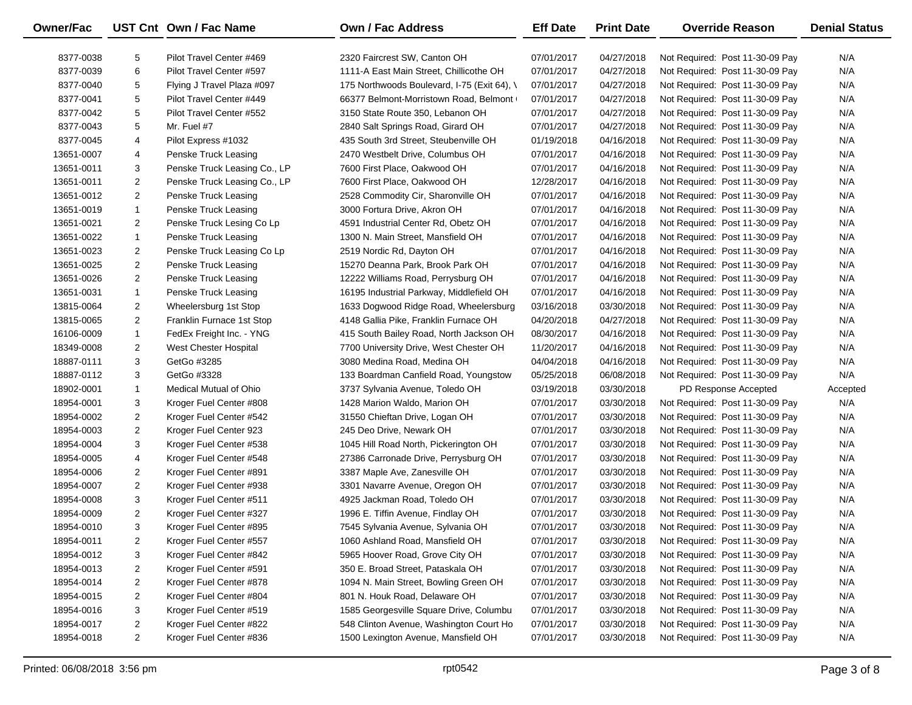| Owner/Fac | UST Cnt | Own / Fac Name | Own / Fac Address | Eff Date | Print Date | Override Reason | Denial Status |
|---|---|---|---|---|---|---|---|
| 8377-0038 | 5 | Pilot Travel Center #469 | 2320 Faircrest SW, Canton OH | 07/01/2017 | 04/27/2018 | Not Required: Post 11-30-09 Pay | N/A |
| 8377-0039 | 6 | Pilot Travel Center #597 | 1111-A East Main Street, Chillicothe OH | 07/01/2017 | 04/27/2018 | Not Required: Post 11-30-09 Pay | N/A |
| 8377-0040 | 5 | Flying J Travel Plaza #097 | 175 Northwoods Boulevard, I-75 (Exit 64), \ | 07/01/2017 | 04/27/2018 | Not Required: Post 11-30-09 Pay | N/A |
| 8377-0041 | 5 | Pilot Travel Center #449 | 66377 Belmont-Morristown Road, Belmont ( | 07/01/2017 | 04/27/2018 | Not Required: Post 11-30-09 Pay | N/A |
| 8377-0042 | 5 | Pilot Travel Center #552 | 3150 State Route 350, Lebanon OH | 07/01/2017 | 04/27/2018 | Not Required: Post 11-30-09 Pay | N/A |
| 8377-0043 | 5 | Mr. Fuel #7 | 2840 Salt Springs Road, Girard OH | 07/01/2017 | 04/27/2018 | Not Required: Post 11-30-09 Pay | N/A |
| 8377-0045 | 4 | Pilot Express #1032 | 435 South 3rd Street, Steubenville OH | 01/19/2018 | 04/16/2018 | Not Required: Post 11-30-09 Pay | N/A |
| 13651-0007 | 4 | Penske Truck Leasing | 2470 Westbelt Drive, Columbus OH | 07/01/2017 | 04/16/2018 | Not Required: Post 11-30-09 Pay | N/A |
| 13651-0011 | 3 | Penske Truck Leasing Co., LP | 7600 First Place, Oakwood OH | 07/01/2017 | 04/16/2018 | Not Required: Post 11-30-09 Pay | N/A |
| 13651-0011 | 2 | Penske Truck Leasing Co., LP | 7600 First Place, Oakwood OH | 12/28/2017 | 04/16/2018 | Not Required: Post 11-30-09 Pay | N/A |
| 13651-0012 | 2 | Penske Truck Leasing | 2528 Commodity Cir, Sharonville OH | 07/01/2017 | 04/16/2018 | Not Required: Post 11-30-09 Pay | N/A |
| 13651-0019 | 1 | Penske Truck Leasing | 3000 Fortura Drive, Akron OH | 07/01/2017 | 04/16/2018 | Not Required: Post 11-30-09 Pay | N/A |
| 13651-0021 | 2 | Penske Truck Lesing Co Lp | 4591 Industrial Center Rd, Obetz OH | 07/01/2017 | 04/16/2018 | Not Required: Post 11-30-09 Pay | N/A |
| 13651-0022 | 1 | Penske Truck Leasing | 1300 N. Main Street, Mansfield OH | 07/01/2017 | 04/16/2018 | Not Required: Post 11-30-09 Pay | N/A |
| 13651-0023 | 2 | Penske Truck Leasing Co Lp | 2519 Nordic Rd, Dayton OH | 07/01/2017 | 04/16/2018 | Not Required: Post 11-30-09 Pay | N/A |
| 13651-0025 | 2 | Penske Truck Leasing | 15270 Deanna Park, Brook Park OH | 07/01/2017 | 04/16/2018 | Not Required: Post 11-30-09 Pay | N/A |
| 13651-0026 | 2 | Penske Truck Leasing | 12222 Williams Road, Perrysburg OH | 07/01/2017 | 04/16/2018 | Not Required: Post 11-30-09 Pay | N/A |
| 13651-0031 | 1 | Penske Truck Leasing | 16195 Industrial Parkway, Middlefield OH | 07/01/2017 | 04/16/2018 | Not Required: Post 11-30-09 Pay | N/A |
| 13815-0064 | 2 | Wheelersburg 1st Stop | 1633 Dogwood Ridge Road, Wheelersburg | 03/16/2018 | 03/30/2018 | Not Required: Post 11-30-09 Pay | N/A |
| 13815-0065 | 2 | Franklin Furnace 1st Stop | 4148 Gallia Pike, Franklin Furnace OH | 04/20/2018 | 04/27/2018 | Not Required: Post 11-30-09 Pay | N/A |
| 16106-0009 | 1 | FedEx Freight Inc. - YNG | 415 South Bailey Road, North Jackson OH | 08/30/2017 | 04/16/2018 | Not Required: Post 11-30-09 Pay | N/A |
| 18349-0008 | 2 | West Chester Hospital | 7700 University Drive, West Chester OH | 11/20/2017 | 04/16/2018 | Not Required: Post 11-30-09 Pay | N/A |
| 18887-0111 | 3 | GetGo #3285 | 3080 Medina Road, Medina OH | 04/04/2018 | 04/16/2018 | Not Required: Post 11-30-09 Pay | N/A |
| 18887-0112 | 3 | GetGo #3328 | 133 Boardman Canfield Road, Youngstow | 05/25/2018 | 06/08/2018 | Not Required: Post 11-30-09 Pay | N/A |
| 18902-0001 | 1 | Medical Mutual of Ohio | 3737 Sylvania Avenue, Toledo OH | 03/19/2018 | 03/30/2018 | PD Response Accepted | Accepted |
| 18954-0001 | 3 | Kroger Fuel Center #808 | 1428 Marion Waldo, Marion OH | 07/01/2017 | 03/30/2018 | Not Required: Post 11-30-09 Pay | N/A |
| 18954-0002 | 2 | Kroger Fuel Center #542 | 31550 Chieftan Drive, Logan OH | 07/01/2017 | 03/30/2018 | Not Required: Post 11-30-09 Pay | N/A |
| 18954-0003 | 2 | Kroger Fuel Center 923 | 245 Deo Drive, Newark OH | 07/01/2017 | 03/30/2018 | Not Required: Post 11-30-09 Pay | N/A |
| 18954-0004 | 3 | Kroger Fuel Center #538 | 1045 Hill Road North, Pickerington OH | 07/01/2017 | 03/30/2018 | Not Required: Post 11-30-09 Pay | N/A |
| 18954-0005 | 4 | Kroger Fuel Center #548 | 27386 Carronade Drive, Perrysburg OH | 07/01/2017 | 03/30/2018 | Not Required: Post 11-30-09 Pay | N/A |
| 18954-0006 | 2 | Kroger Fuel Center #891 | 3387 Maple Ave, Zanesville OH | 07/01/2017 | 03/30/2018 | Not Required: Post 11-30-09 Pay | N/A |
| 18954-0007 | 2 | Kroger Fuel Center #938 | 3301 Navarre Avenue, Oregon OH | 07/01/2017 | 03/30/2018 | Not Required: Post 11-30-09 Pay | N/A |
| 18954-0008 | 3 | Kroger Fuel Center #511 | 4925 Jackman Road, Toledo OH | 07/01/2017 | 03/30/2018 | Not Required: Post 11-30-09 Pay | N/A |
| 18954-0009 | 2 | Kroger Fuel Center #327 | 1996 E. Tiffin Avenue, Findlay OH | 07/01/2017 | 03/30/2018 | Not Required: Post 11-30-09 Pay | N/A |
| 18954-0010 | 3 | Kroger Fuel Center #895 | 7545 Sylvania Avenue, Sylvania OH | 07/01/2017 | 03/30/2018 | Not Required: Post 11-30-09 Pay | N/A |
| 18954-0011 | 2 | Kroger Fuel Center #557 | 1060 Ashland Road, Mansfield OH | 07/01/2017 | 03/30/2018 | Not Required: Post 11-30-09 Pay | N/A |
| 18954-0012 | 3 | Kroger Fuel Center #842 | 5965 Hoover Road, Grove City OH | 07/01/2017 | 03/30/2018 | Not Required: Post 11-30-09 Pay | N/A |
| 18954-0013 | 2 | Kroger Fuel Center #591 | 350 E. Broad Street, Pataskala OH | 07/01/2017 | 03/30/2018 | Not Required: Post 11-30-09 Pay | N/A |
| 18954-0014 | 2 | Kroger Fuel Center #878 | 1094 N. Main Street, Bowling Green OH | 07/01/2017 | 03/30/2018 | Not Required: Post 11-30-09 Pay | N/A |
| 18954-0015 | 2 | Kroger Fuel Center #804 | 801 N. Houk Road, Delaware OH | 07/01/2017 | 03/30/2018 | Not Required: Post 11-30-09 Pay | N/A |
| 18954-0016 | 3 | Kroger Fuel Center #519 | 1585 Georgesville Square Drive, Columbu | 07/01/2017 | 03/30/2018 | Not Required: Post 11-30-09 Pay | N/A |
| 18954-0017 | 2 | Kroger Fuel Center #822 | 548 Clinton Avenue, Washington Court Ho | 07/01/2017 | 03/30/2018 | Not Required: Post 11-30-09 Pay | N/A |
| 18954-0018 | 2 | Kroger Fuel Center #836 | 1500 Lexington Avenue, Mansfield OH | 07/01/2017 | 03/30/2018 | Not Required: Post 11-30-09 Pay | N/A |

Printed: 06/08/2018 3:56 pm rpt0542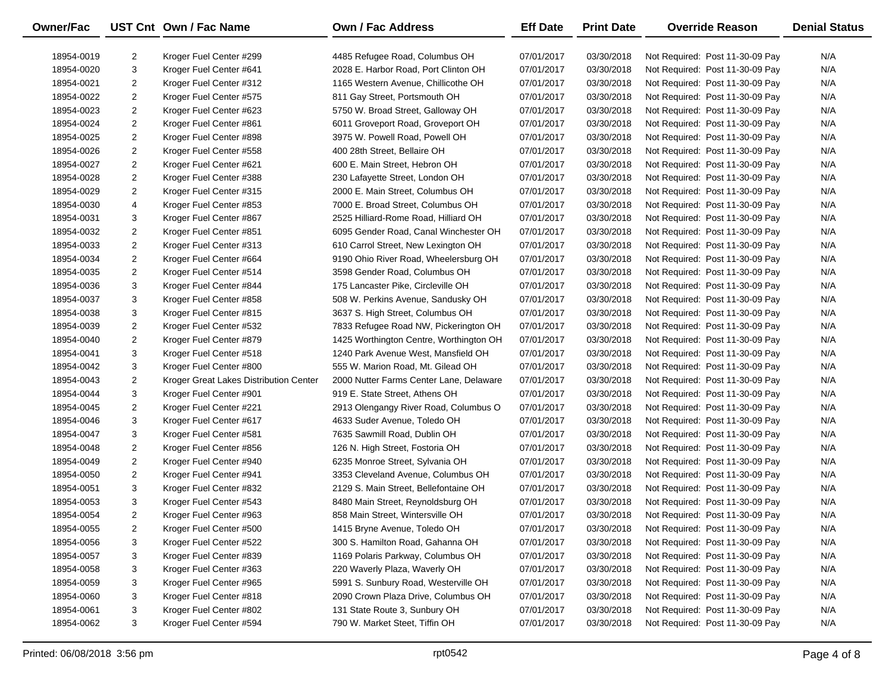| Owner/Fac | UST Cnt | Own / Fac Name | Own / Fac Address | Eff Date | Print Date | Override Reason | Denial Status |
|---|---|---|---|---|---|---|---|
| 18954-0019 | 2 | Kroger Fuel Center #299 | 4485 Refugee Road, Columbus OH | 07/01/2017 | 03/30/2018 | Not Required: Post 11-30-09 Pay | N/A |
| 18954-0020 | 3 | Kroger Fuel Center #641 | 2028 E. Harbor Road, Port Clinton OH | 07/01/2017 | 03/30/2018 | Not Required: Post 11-30-09 Pay | N/A |
| 18954-0021 | 2 | Kroger Fuel Center #312 | 1165 Western Avenue, Chillicothe OH | 07/01/2017 | 03/30/2018 | Not Required: Post 11-30-09 Pay | N/A |
| 18954-0022 | 2 | Kroger Fuel Center #575 | 811 Gay Street, Portsmouth OH | 07/01/2017 | 03/30/2018 | Not Required: Post 11-30-09 Pay | N/A |
| 18954-0023 | 2 | Kroger Fuel Center #623 | 5750 W. Broad Street, Galloway OH | 07/01/2017 | 03/30/2018 | Not Required: Post 11-30-09 Pay | N/A |
| 18954-0024 | 2 | Kroger Fuel Center #861 | 6011 Groveport Road, Groveport OH | 07/01/2017 | 03/30/2018 | Not Required: Post 11-30-09 Pay | N/A |
| 18954-0025 | 2 | Kroger Fuel Center #898 | 3975 W. Powell Road, Powell OH | 07/01/2017 | 03/30/2018 | Not Required: Post 11-30-09 Pay | N/A |
| 18954-0026 | 2 | Kroger Fuel Center #558 | 400 28th Street, Bellaire OH | 07/01/2017 | 03/30/2018 | Not Required: Post 11-30-09 Pay | N/A |
| 18954-0027 | 2 | Kroger Fuel Center #621 | 600 E. Main Street, Hebron OH | 07/01/2017 | 03/30/2018 | Not Required: Post 11-30-09 Pay | N/A |
| 18954-0028 | 2 | Kroger Fuel Center #388 | 230 Lafayette Street, London OH | 07/01/2017 | 03/30/2018 | Not Required: Post 11-30-09 Pay | N/A |
| 18954-0029 | 2 | Kroger Fuel Center #315 | 2000 E. Main Street, Columbus OH | 07/01/2017 | 03/30/2018 | Not Required: Post 11-30-09 Pay | N/A |
| 18954-0030 | 4 | Kroger Fuel Center #853 | 7000 E. Broad Street, Columbus OH | 07/01/2017 | 03/30/2018 | Not Required: Post 11-30-09 Pay | N/A |
| 18954-0031 | 3 | Kroger Fuel Center #867 | 2525 Hilliard-Rome Road, Hilliard OH | 07/01/2017 | 03/30/2018 | Not Required: Post 11-30-09 Pay | N/A |
| 18954-0032 | 2 | Kroger Fuel Center #851 | 6095 Gender Road, Canal Winchester OH | 07/01/2017 | 03/30/2018 | Not Required: Post 11-30-09 Pay | N/A |
| 18954-0033 | 2 | Kroger Fuel Center #313 | 610 Carrol Street, New Lexington OH | 07/01/2017 | 03/30/2018 | Not Required: Post 11-30-09 Pay | N/A |
| 18954-0034 | 2 | Kroger Fuel Center #664 | 9190 Ohio River Road, Wheelersburg OH | 07/01/2017 | 03/30/2018 | Not Required: Post 11-30-09 Pay | N/A |
| 18954-0035 | 2 | Kroger Fuel Center #514 | 3598 Gender Road, Columbus OH | 07/01/2017 | 03/30/2018 | Not Required: Post 11-30-09 Pay | N/A |
| 18954-0036 | 3 | Kroger Fuel Center #844 | 175 Lancaster Pike, Circleville OH | 07/01/2017 | 03/30/2018 | Not Required: Post 11-30-09 Pay | N/A |
| 18954-0037 | 3 | Kroger Fuel Center #858 | 508 W. Perkins Avenue, Sandusky OH | 07/01/2017 | 03/30/2018 | Not Required: Post 11-30-09 Pay | N/A |
| 18954-0038 | 3 | Kroger Fuel Center #815 | 3637 S. High Street, Columbus OH | 07/01/2017 | 03/30/2018 | Not Required: Post 11-30-09 Pay | N/A |
| 18954-0039 | 2 | Kroger Fuel Center #532 | 7833 Refugee Road NW, Pickerington OH | 07/01/2017 | 03/30/2018 | Not Required: Post 11-30-09 Pay | N/A |
| 18954-0040 | 2 | Kroger Fuel Center #879 | 1425 Worthington Centre, Worthington OH | 07/01/2017 | 03/30/2018 | Not Required: Post 11-30-09 Pay | N/A |
| 18954-0041 | 3 | Kroger Fuel Center #518 | 1240 Park Avenue West, Mansfield OH | 07/01/2017 | 03/30/2018 | Not Required: Post 11-30-09 Pay | N/A |
| 18954-0042 | 3 | Kroger Fuel Center #800 | 555 W. Marion Road, Mt. Gilead OH | 07/01/2017 | 03/30/2018 | Not Required: Post 11-30-09 Pay | N/A |
| 18954-0043 | 2 | Kroger Great Lakes Distribution Center | 2000 Nutter Farms Center Lane, Delaware | 07/01/2017 | 03/30/2018 | Not Required: Post 11-30-09 Pay | N/A |
| 18954-0044 | 3 | Kroger Fuel Center #901 | 919 E. State Street, Athens OH | 07/01/2017 | 03/30/2018 | Not Required: Post 11-30-09 Pay | N/A |
| 18954-0045 | 2 | Kroger Fuel Center #221 | 2913 Olengangy River Road, Columbus O | 07/01/2017 | 03/30/2018 | Not Required: Post 11-30-09 Pay | N/A |
| 18954-0046 | 3 | Kroger Fuel Center #617 | 4633 Suder Avenue, Toledo OH | 07/01/2017 | 03/30/2018 | Not Required: Post 11-30-09 Pay | N/A |
| 18954-0047 | 3 | Kroger Fuel Center #581 | 7635 Sawmill Road, Dublin OH | 07/01/2017 | 03/30/2018 | Not Required: Post 11-30-09 Pay | N/A |
| 18954-0048 | 2 | Kroger Fuel Center #856 | 126 N. High Street, Fostoria OH | 07/01/2017 | 03/30/2018 | Not Required: Post 11-30-09 Pay | N/A |
| 18954-0049 | 2 | Kroger Fuel Center #940 | 6235 Monroe Street, Sylvania OH | 07/01/2017 | 03/30/2018 | Not Required: Post 11-30-09 Pay | N/A |
| 18954-0050 | 2 | Kroger Fuel Center #941 | 3353 Cleveland Avenue, Columbus OH | 07/01/2017 | 03/30/2018 | Not Required: Post 11-30-09 Pay | N/A |
| 18954-0051 | 3 | Kroger Fuel Center #832 | 2129 S. Main Street, Bellefontaine OH | 07/01/2017 | 03/30/2018 | Not Required: Post 11-30-09 Pay | N/A |
| 18954-0053 | 3 | Kroger Fuel Center #543 | 8480 Main Street, Reynoldsburg OH | 07/01/2017 | 03/30/2018 | Not Required: Post 11-30-09 Pay | N/A |
| 18954-0054 | 2 | Kroger Fuel Center #963 | 858 Main Street, Wintersville OH | 07/01/2017 | 03/30/2018 | Not Required: Post 11-30-09 Pay | N/A |
| 18954-0055 | 2 | Kroger Fuel Center #500 | 1415 Bryne Avenue, Toledo OH | 07/01/2017 | 03/30/2018 | Not Required: Post 11-30-09 Pay | N/A |
| 18954-0056 | 3 | Kroger Fuel Center #522 | 300 S. Hamilton Road, Gahanna OH | 07/01/2017 | 03/30/2018 | Not Required: Post 11-30-09 Pay | N/A |
| 18954-0057 | 3 | Kroger Fuel Center #839 | 1169 Polaris Parkway, Columbus OH | 07/01/2017 | 03/30/2018 | Not Required: Post 11-30-09 Pay | N/A |
| 18954-0058 | 3 | Kroger Fuel Center #363 | 220 Waverly Plaza, Waverly OH | 07/01/2017 | 03/30/2018 | Not Required: Post 11-30-09 Pay | N/A |
| 18954-0059 | 3 | Kroger Fuel Center #965 | 5991 S. Sunbury Road, Westerville OH | 07/01/2017 | 03/30/2018 | Not Required: Post 11-30-09 Pay | N/A |
| 18954-0060 | 3 | Kroger Fuel Center #818 | 2090 Crown Plaza Drive, Columbus OH | 07/01/2017 | 03/30/2018 | Not Required: Post 11-30-09 Pay | N/A |
| 18954-0061 | 3 | Kroger Fuel Center #802 | 131 State Route 3, Sunbury OH | 07/01/2017 | 03/30/2018 | Not Required: Post 11-30-09 Pay | N/A |
| 18954-0062 | 3 | Kroger Fuel Center #594 | 790 W. Market Steet, Tiffin OH | 07/01/2017 | 03/30/2018 | Not Required: Post 11-30-09 Pay | N/A |

Printed: 06/08/2018 3:56 pm rpt0542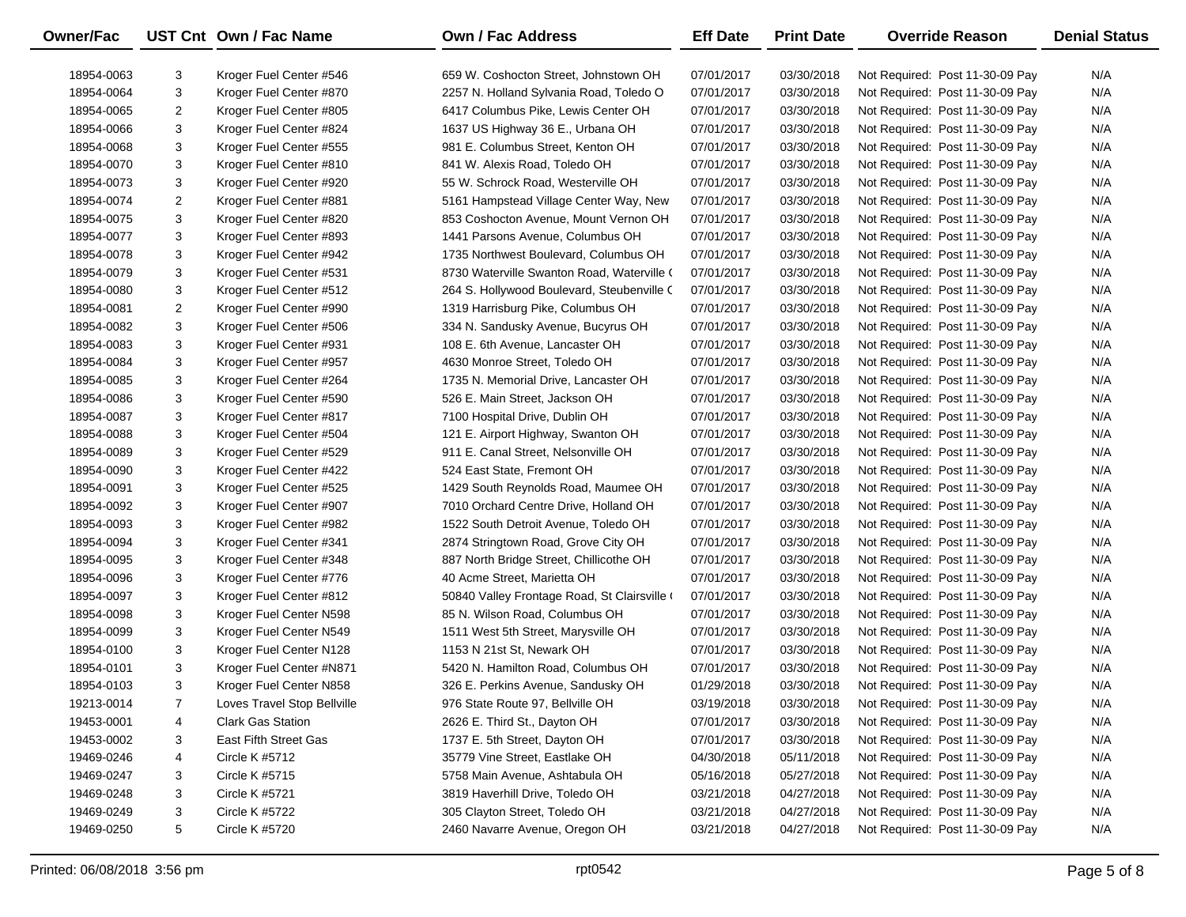| Owner/Fac | UST Cnt | Own / Fac Name | Own / Fac Address | Eff Date | Print Date | Override Reason | Denial Status |
|---|---|---|---|---|---|---|---|
| 18954-0063 | 3 | Kroger Fuel Center #546 | 659 W. Coshocton Street, Johnstown OH | 07/01/2017 | 03/30/2018 | Not Required: Post 11-30-09 Pay | N/A |
| 18954-0064 | 3 | Kroger Fuel Center #870 | 2257 N. Holland Sylvania Road, Toledo O | 07/01/2017 | 03/30/2018 | Not Required: Post 11-30-09 Pay | N/A |
| 18954-0065 | 2 | Kroger Fuel Center #805 | 6417 Columbus Pike, Lewis Center OH | 07/01/2017 | 03/30/2018 | Not Required: Post 11-30-09 Pay | N/A |
| 18954-0066 | 3 | Kroger Fuel Center #824 | 1637 US Highway 36 E., Urbana OH | 07/01/2017 | 03/30/2018 | Not Required: Post 11-30-09 Pay | N/A |
| 18954-0068 | 3 | Kroger Fuel Center #555 | 981 E. Columbus Street, Kenton OH | 07/01/2017 | 03/30/2018 | Not Required: Post 11-30-09 Pay | N/A |
| 18954-0070 | 3 | Kroger Fuel Center #810 | 841 W. Alexis Road, Toledo OH | 07/01/2017 | 03/30/2018 | Not Required: Post 11-30-09 Pay | N/A |
| 18954-0073 | 3 | Kroger Fuel Center #920 | 55 W. Schrock Road, Westerville OH | 07/01/2017 | 03/30/2018 | Not Required: Post 11-30-09 Pay | N/A |
| 18954-0074 | 2 | Kroger Fuel Center #881 | 5161 Hampstead Village Center Way, New | 07/01/2017 | 03/30/2018 | Not Required: Post 11-30-09 Pay | N/A |
| 18954-0075 | 3 | Kroger Fuel Center #820 | 853 Coshocton Avenue, Mount Vernon OH | 07/01/2017 | 03/30/2018 | Not Required: Post 11-30-09 Pay | N/A |
| 18954-0077 | 3 | Kroger Fuel Center #893 | 1441 Parsons Avenue, Columbus OH | 07/01/2017 | 03/30/2018 | Not Required: Post 11-30-09 Pay | N/A |
| 18954-0078 | 3 | Kroger Fuel Center #942 | 1735 Northwest Boulevard, Columbus OH | 07/01/2017 | 03/30/2018 | Not Required: Post 11-30-09 Pay | N/A |
| 18954-0079 | 3 | Kroger Fuel Center #531 | 8730 Waterville Swanton Road, Waterville ( | 07/01/2017 | 03/30/2018 | Not Required: Post 11-30-09 Pay | N/A |
| 18954-0080 | 3 | Kroger Fuel Center #512 | 264 S. Hollywood Boulevard, Steubenville ( | 07/01/2017 | 03/30/2018 | Not Required: Post 11-30-09 Pay | N/A |
| 18954-0081 | 2 | Kroger Fuel Center #990 | 1319 Harrisburg Pike, Columbus OH | 07/01/2017 | 03/30/2018 | Not Required: Post 11-30-09 Pay | N/A |
| 18954-0082 | 3 | Kroger Fuel Center #506 | 334 N. Sandusky Avenue, Bucyrus OH | 07/01/2017 | 03/30/2018 | Not Required: Post 11-30-09 Pay | N/A |
| 18954-0083 | 3 | Kroger Fuel Center #931 | 108 E. 6th Avenue, Lancaster OH | 07/01/2017 | 03/30/2018 | Not Required: Post 11-30-09 Pay | N/A |
| 18954-0084 | 3 | Kroger Fuel Center #957 | 4630 Monroe Street, Toledo OH | 07/01/2017 | 03/30/2018 | Not Required: Post 11-30-09 Pay | N/A |
| 18954-0085 | 3 | Kroger Fuel Center #264 | 1735 N. Memorial Drive, Lancaster OH | 07/01/2017 | 03/30/2018 | Not Required: Post 11-30-09 Pay | N/A |
| 18954-0086 | 3 | Kroger Fuel Center #590 | 526 E. Main Street, Jackson OH | 07/01/2017 | 03/30/2018 | Not Required: Post 11-30-09 Pay | N/A |
| 18954-0087 | 3 | Kroger Fuel Center #817 | 7100 Hospital Drive, Dublin OH | 07/01/2017 | 03/30/2018 | Not Required: Post 11-30-09 Pay | N/A |
| 18954-0088 | 3 | Kroger Fuel Center #504 | 121 E. Airport Highway, Swanton OH | 07/01/2017 | 03/30/2018 | Not Required: Post 11-30-09 Pay | N/A |
| 18954-0089 | 3 | Kroger Fuel Center #529 | 911 E. Canal Street, Nelsonville OH | 07/01/2017 | 03/30/2018 | Not Required: Post 11-30-09 Pay | N/A |
| 18954-0090 | 3 | Kroger Fuel Center #422 | 524 East State, Fremont OH | 07/01/2017 | 03/30/2018 | Not Required: Post 11-30-09 Pay | N/A |
| 18954-0091 | 3 | Kroger Fuel Center #525 | 1429 South Reynolds Road, Maumee OH | 07/01/2017 | 03/30/2018 | Not Required: Post 11-30-09 Pay | N/A |
| 18954-0092 | 3 | Kroger Fuel Center #907 | 7010 Orchard Centre Drive, Holland OH | 07/01/2017 | 03/30/2018 | Not Required: Post 11-30-09 Pay | N/A |
| 18954-0093 | 3 | Kroger Fuel Center #982 | 1522 South Detroit Avenue, Toledo OH | 07/01/2017 | 03/30/2018 | Not Required: Post 11-30-09 Pay | N/A |
| 18954-0094 | 3 | Kroger Fuel Center #341 | 2874 Stringtown Road, Grove City OH | 07/01/2017 | 03/30/2018 | Not Required: Post 11-30-09 Pay | N/A |
| 18954-0095 | 3 | Kroger Fuel Center #348 | 887 North Bridge Street, Chillicothe OH | 07/01/2017 | 03/30/2018 | Not Required: Post 11-30-09 Pay | N/A |
| 18954-0096 | 3 | Kroger Fuel Center #776 | 40 Acme Street, Marietta OH | 07/01/2017 | 03/30/2018 | Not Required: Post 11-30-09 Pay | N/A |
| 18954-0097 | 3 | Kroger Fuel Center #812 | 50840 Valley Frontage Road, St Clairsville ( | 07/01/2017 | 03/30/2018 | Not Required: Post 11-30-09 Pay | N/A |
| 18954-0098 | 3 | Kroger Fuel Center N598 | 85 N. Wilson Road, Columbus OH | 07/01/2017 | 03/30/2018 | Not Required: Post 11-30-09 Pay | N/A |
| 18954-0099 | 3 | Kroger Fuel Center N549 | 1511 West 5th Street, Marysville OH | 07/01/2017 | 03/30/2018 | Not Required: Post 11-30-09 Pay | N/A |
| 18954-0100 | 3 | Kroger Fuel Center N128 | 1153 N 21st St, Newark OH | 07/01/2017 | 03/30/2018 | Not Required: Post 11-30-09 Pay | N/A |
| 18954-0101 | 3 | Kroger Fuel Center #N871 | 5420 N. Hamilton Road, Columbus OH | 07/01/2017 | 03/30/2018 | Not Required: Post 11-30-09 Pay | N/A |
| 18954-0103 | 3 | Kroger Fuel Center N858 | 326 E. Perkins Avenue, Sandusky OH | 01/29/2018 | 03/30/2018 | Not Required: Post 11-30-09 Pay | N/A |
| 19213-0014 | 7 | Loves Travel Stop Bellville | 976 State Route 97, Bellville OH | 03/19/2018 | 03/30/2018 | Not Required: Post 11-30-09 Pay | N/A |
| 19453-0001 | 4 | Clark Gas Station | 2626 E. Third St., Dayton OH | 07/01/2017 | 03/30/2018 | Not Required: Post 11-30-09 Pay | N/A |
| 19453-0002 | 3 | East Fifth Street Gas | 1737 E. 5th Street, Dayton OH | 07/01/2017 | 03/30/2018 | Not Required: Post 11-30-09 Pay | N/A |
| 19469-0246 | 4 | Circle K #5712 | 35779 Vine Street, Eastlake OH | 04/30/2018 | 05/11/2018 | Not Required: Post 11-30-09 Pay | N/A |
| 19469-0247 | 3 | Circle K #5715 | 5758 Main Avenue, Ashtabula OH | 05/16/2018 | 05/27/2018 | Not Required: Post 11-30-09 Pay | N/A |
| 19469-0248 | 3 | Circle K #5721 | 3819 Haverhill Drive, Toledo OH | 03/21/2018 | 04/27/2018 | Not Required: Post 11-30-09 Pay | N/A |
| 19469-0249 | 3 | Circle K #5722 | 305 Clayton Street, Toledo OH | 03/21/2018 | 04/27/2018 | Not Required: Post 11-30-09 Pay | N/A |
| 19469-0250 | 5 | Circle K #5720 | 2460 Navarre Avenue, Oregon OH | 03/21/2018 | 04/27/2018 | Not Required: Post 11-30-09 Pay | N/A |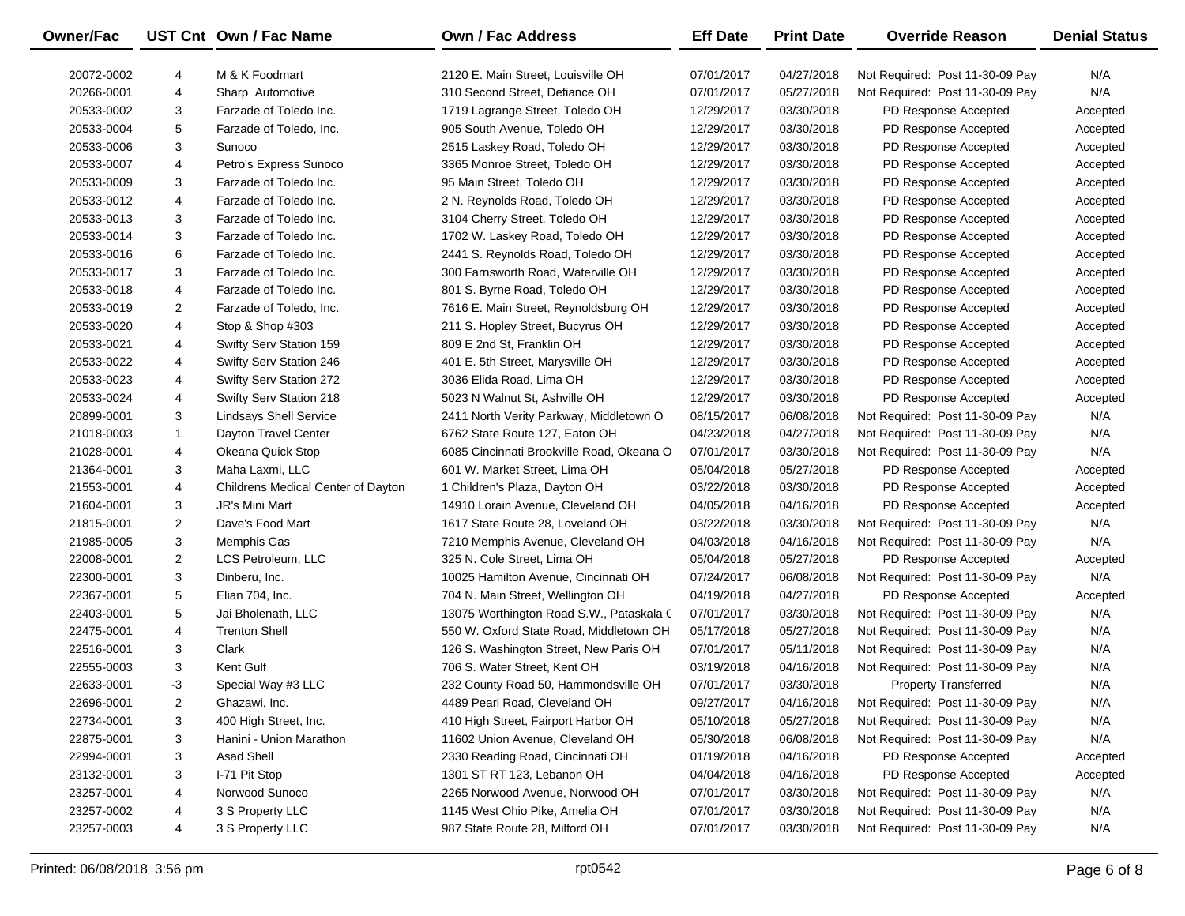| Owner/Fac | UST Cnt | Own / Fac Name | Own / Fac Address | Eff Date | Print Date | Override Reason | Denial Status |
|---|---|---|---|---|---|---|---|
| 20072-0002 | 4 | M & K Foodmart | 2120 E. Main Street, Louisville OH | 07/01/2017 | 04/27/2018 | Not Required: Post 11-30-09 Pay | N/A |
| 20266-0001 | 4 | Sharp Automotive | 310 Second Street, Defiance OH | 07/01/2017 | 05/27/2018 | Not Required: Post 11-30-09 Pay | N/A |
| 20533-0002 | 3 | Farzade of Toledo Inc. | 1719 Lagrange Street, Toledo OH | 12/29/2017 | 03/30/2018 | PD Response Accepted | Accepted |
| 20533-0004 | 5 | Farzade of Toledo, Inc. | 905 South Avenue, Toledo OH | 12/29/2017 | 03/30/2018 | PD Response Accepted | Accepted |
| 20533-0006 | 3 | Sunoco | 2515 Laskey Road, Toledo OH | 12/29/2017 | 03/30/2018 | PD Response Accepted | Accepted |
| 20533-0007 | 4 | Petro's Express Sunoco | 3365 Monroe Street, Toledo OH | 12/29/2017 | 03/30/2018 | PD Response Accepted | Accepted |
| 20533-0009 | 3 | Farzade of Toledo Inc. | 95 Main Street, Toledo OH | 12/29/2017 | 03/30/2018 | PD Response Accepted | Accepted |
| 20533-0012 | 4 | Farzade of Toledo Inc. | 2 N. Reynolds Road, Toledo OH | 12/29/2017 | 03/30/2018 | PD Response Accepted | Accepted |
| 20533-0013 | 3 | Farzade of Toledo Inc. | 3104 Cherry Street, Toledo OH | 12/29/2017 | 03/30/2018 | PD Response Accepted | Accepted |
| 20533-0014 | 3 | Farzade of Toledo Inc. | 1702 W. Laskey Road, Toledo OH | 12/29/2017 | 03/30/2018 | PD Response Accepted | Accepted |
| 20533-0016 | 6 | Farzade of Toledo Inc. | 2441 S. Reynolds Road, Toledo OH | 12/29/2017 | 03/30/2018 | PD Response Accepted | Accepted |
| 20533-0017 | 3 | Farzade of Toledo Inc. | 300 Farnsworth Road, Waterville OH | 12/29/2017 | 03/30/2018 | PD Response Accepted | Accepted |
| 20533-0018 | 4 | Farzade of Toledo Inc. | 801 S. Byrne Road, Toledo OH | 12/29/2017 | 03/30/2018 | PD Response Accepted | Accepted |
| 20533-0019 | 2 | Farzade of Toledo, Inc. | 7616 E. Main Street, Reynoldsburg OH | 12/29/2017 | 03/30/2018 | PD Response Accepted | Accepted |
| 20533-0020 | 4 | Stop & Shop #303 | 211 S. Hopley Street, Bucyrus OH | 12/29/2017 | 03/30/2018 | PD Response Accepted | Accepted |
| 20533-0021 | 4 | Swifty Serv Station 159 | 809 E 2nd St, Franklin OH | 12/29/2017 | 03/30/2018 | PD Response Accepted | Accepted |
| 20533-0022 | 4 | Swifty Serv Station 246 | 401 E. 5th Street, Marysville OH | 12/29/2017 | 03/30/2018 | PD Response Accepted | Accepted |
| 20533-0023 | 4 | Swifty Serv Station 272 | 3036 Elida Road, Lima OH | 12/29/2017 | 03/30/2018 | PD Response Accepted | Accepted |
| 20533-0024 | 4 | Swifty Serv Station 218 | 5023 N Walnut St, Ashville OH | 12/29/2017 | 03/30/2018 | PD Response Accepted | Accepted |
| 20899-0001 | 3 | Lindsays Shell Service | 2411 North Verity Parkway, Middletown O | 08/15/2017 | 06/08/2018 | Not Required: Post 11-30-09 Pay | N/A |
| 21018-0003 | 1 | Dayton Travel Center | 6762 State Route 127, Eaton OH | 04/23/2018 | 04/27/2018 | Not Required: Post 11-30-09 Pay | N/A |
| 21028-0001 | 4 | Okeana Quick Stop | 6085 Cincinnati Brookville Road, Okeana O | 07/01/2017 | 03/30/2018 | Not Required: Post 11-30-09 Pay | N/A |
| 21364-0001 | 3 | Maha Laxmi, LLC | 601 W. Market Street, Lima OH | 05/04/2018 | 05/27/2018 | PD Response Accepted | Accepted |
| 21553-0001 | 4 | Childrens Medical Center of Dayton | 1 Children's Plaza, Dayton OH | 03/22/2018 | 03/30/2018 | PD Response Accepted | Accepted |
| 21604-0001 | 3 | JR's Mini Mart | 14910 Lorain Avenue, Cleveland OH | 04/05/2018 | 04/16/2018 | PD Response Accepted | Accepted |
| 21815-0001 | 2 | Dave's Food Mart | 1617 State Route 28, Loveland OH | 03/22/2018 | 03/30/2018 | Not Required: Post 11-30-09 Pay | N/A |
| 21985-0005 | 3 | Memphis Gas | 7210 Memphis Avenue, Cleveland OH | 04/03/2018 | 04/16/2018 | Not Required: Post 11-30-09 Pay | N/A |
| 22008-0001 | 2 | LCS Petroleum, LLC | 325 N. Cole Street, Lima OH | 05/04/2018 | 05/27/2018 | PD Response Accepted | Accepted |
| 22300-0001 | 3 | Dinberu, Inc. | 10025 Hamilton Avenue, Cincinnati OH | 07/24/2017 | 06/08/2018 | Not Required: Post 11-30-09 Pay | N/A |
| 22367-0001 | 5 | Elian 704, Inc. | 704 N. Main Street, Wellington OH | 04/19/2018 | 04/27/2018 | PD Response Accepted | Accepted |
| 22403-0001 | 5 | Jai Bholenath, LLC | 13075 Worthington Road S.W., Pataskala C | 07/01/2017 | 03/30/2018 | Not Required: Post 11-30-09 Pay | N/A |
| 22475-0001 | 4 | Trenton Shell | 550 W. Oxford State Road, Middletown OH | 05/17/2018 | 05/27/2018 | Not Required: Post 11-30-09 Pay | N/A |
| 22516-0001 | 3 | Clark | 126 S. Washington Street, New Paris OH | 07/01/2017 | 05/11/2018 | Not Required: Post 11-30-09 Pay | N/A |
| 22555-0003 | 3 | Kent Gulf | 706 S. Water Street, Kent OH | 03/19/2018 | 04/16/2018 | Not Required: Post 11-30-09 Pay | N/A |
| 22633-0001 | -3 | Special Way #3 LLC | 232 County Road 50, Hammondsville OH | 07/01/2017 | 03/30/2018 | Property Transferred | N/A |
| 22696-0001 | 2 | Ghazawi, Inc. | 4489 Pearl Road, Cleveland OH | 09/27/2017 | 04/16/2018 | Not Required: Post 11-30-09 Pay | N/A |
| 22734-0001 | 3 | 400 High Street, Inc. | 410 High Street, Fairport Harbor OH | 05/10/2018 | 05/27/2018 | Not Required: Post 11-30-09 Pay | N/A |
| 22875-0001 | 3 | Hanini - Union Marathon | 11602 Union Avenue, Cleveland OH | 05/30/2018 | 06/08/2018 | Not Required: Post 11-30-09 Pay | N/A |
| 22994-0001 | 3 | Asad Shell | 2330 Reading Road, Cincinnati OH | 01/19/2018 | 04/16/2018 | PD Response Accepted | Accepted |
| 23132-0001 | 3 | I-71 Pit Stop | 1301 ST RT 123, Lebanon OH | 04/04/2018 | 04/16/2018 | PD Response Accepted | Accepted |
| 23257-0001 | 4 | Norwood Sunoco | 2265 Norwood Avenue, Norwood OH | 07/01/2017 | 03/30/2018 | Not Required: Post 11-30-09 Pay | N/A |
| 23257-0002 | 4 | 3 S Property LLC | 1145 West Ohio Pike, Amelia OH | 07/01/2017 | 03/30/2018 | Not Required: Post 11-30-09 Pay | N/A |
| 23257-0003 | 4 | 3 S Property LLC | 987 State Route 28, Milford OH | 07/01/2017 | 03/30/2018 | Not Required: Post 11-30-09 Pay | N/A |

Printed: 06/08/2018 3:56 pm rpt0542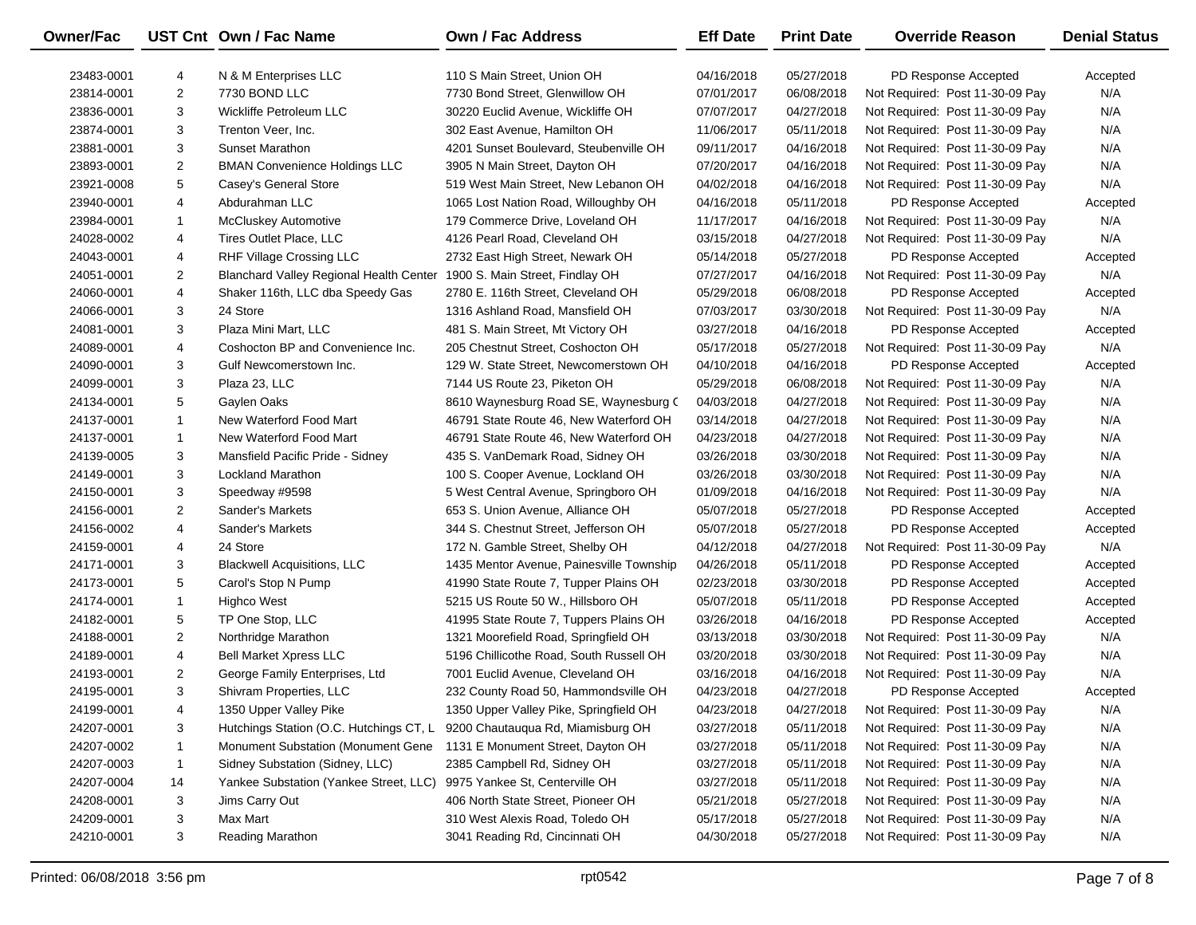| Owner/Fac | UST Cnt | Own / Fac Name | Own / Fac Address | Eff Date | Print Date | Override Reason | Denial Status |
|---|---|---|---|---|---|---|---|
| 23483-0001 | 4 | N & M Enterprises LLC | 110 S Main Street, Union OH | 04/16/2018 | 05/27/2018 | PD Response Accepted | Accepted |
| 23814-0001 | 2 | 7730 BOND LLC | 7730 Bond Street, Glenwillow OH | 07/01/2017 | 06/08/2018 | Not Required: Post 11-30-09 Pay | N/A |
| 23836-0001 | 3 | Wickliffe Petroleum LLC | 30220 Euclid Avenue, Wickliffe OH | 07/07/2017 | 04/27/2018 | Not Required: Post 11-30-09 Pay | N/A |
| 23874-0001 | 3 | Trenton Veer, Inc. | 302 East Avenue, Hamilton OH | 11/06/2017 | 05/11/2018 | Not Required: Post 11-30-09 Pay | N/A |
| 23881-0001 | 3 | Sunset Marathon | 4201 Sunset Boulevard, Steubenville OH | 09/11/2017 | 04/16/2018 | Not Required: Post 11-30-09 Pay | N/A |
| 23893-0001 | 2 | BMAN Convenience Holdings LLC | 3905 N Main Street, Dayton OH | 07/20/2017 | 04/16/2018 | Not Required: Post 11-30-09 Pay | N/A |
| 23921-0008 | 5 | Casey's General Store | 519 West Main Street, New Lebanon OH | 04/02/2018 | 04/16/2018 | Not Required: Post 11-30-09 Pay | N/A |
| 23940-0001 | 4 | Abdurahman LLC | 1065 Lost Nation Road, Willoughby OH | 04/16/2018 | 05/11/2018 | PD Response Accepted | Accepted |
| 23984-0001 | 1 | McCluskey Automotive | 179 Commerce Drive, Loveland OH | 11/17/2017 | 04/16/2018 | Not Required: Post 11-30-09 Pay | N/A |
| 24028-0002 | 4 | Tires Outlet Place, LLC | 4126 Pearl Road, Cleveland OH | 03/15/2018 | 04/27/2018 | Not Required: Post 11-30-09 Pay | N/A |
| 24043-0001 | 4 | RHF Village Crossing LLC | 2732 East High Street, Newark OH | 05/14/2018 | 05/27/2018 | PD Response Accepted | Accepted |
| 24051-0001 | 2 | Blanchard Valley Regional Health Center | 1900 S. Main Street, Findlay OH | 07/27/2017 | 04/16/2018 | Not Required: Post 11-30-09 Pay | N/A |
| 24060-0001 | 4 | Shaker 116th, LLC dba Speedy Gas | 2780 E. 116th Street, Cleveland OH | 05/29/2018 | 06/08/2018 | PD Response Accepted | Accepted |
| 24066-0001 | 3 | 24 Store | 1316 Ashland Road, Mansfield OH | 07/03/2017 | 03/30/2018 | Not Required: Post 11-30-09 Pay | N/A |
| 24081-0001 | 3 | Plaza Mini Mart, LLC | 481 S. Main Street, Mt Victory OH | 03/27/2018 | 04/16/2018 | PD Response Accepted | Accepted |
| 24089-0001 | 4 | Coshocton BP and Convenience Inc. | 205 Chestnut Street, Coshocton OH | 05/17/2018 | 05/27/2018 | Not Required: Post 11-30-09 Pay | N/A |
| 24090-0001 | 3 | Gulf Newcomerstown Inc. | 129 W. State Street, Newcomerstown OH | 04/10/2018 | 04/16/2018 | PD Response Accepted | Accepted |
| 24099-0001 | 3 | Plaza 23, LLC | 7144 US Route 23, Piketon OH | 05/29/2018 | 06/08/2018 | Not Required: Post 11-30-09 Pay | N/A |
| 24134-0001 | 5 | Gaylen Oaks | 8610 Waynesburg Road SE, Waynesburg C | 04/03/2018 | 04/27/2018 | Not Required: Post 11-30-09 Pay | N/A |
| 24137-0001 | 1 | New Waterford Food Mart | 46791 State Route 46, New Waterford OH | 03/14/2018 | 04/27/2018 | Not Required: Post 11-30-09 Pay | N/A |
| 24137-0001 | 1 | New Waterford Food Mart | 46791 State Route 46, New Waterford OH | 04/23/2018 | 04/27/2018 | Not Required: Post 11-30-09 Pay | N/A |
| 24139-0005 | 3 | Mansfield Pacific Pride - Sidney | 435 S. VanDemark Road, Sidney OH | 03/26/2018 | 03/30/2018 | Not Required: Post 11-30-09 Pay | N/A |
| 24149-0001 | 3 | Lockland Marathon | 100 S. Cooper Avenue, Lockland OH | 03/26/2018 | 03/30/2018 | Not Required: Post 11-30-09 Pay | N/A |
| 24150-0001 | 3 | Speedway #9598 | 5 West Central Avenue, Springboro OH | 01/09/2018 | 04/16/2018 | Not Required: Post 11-30-09 Pay | N/A |
| 24156-0001 | 2 | Sander's Markets | 653 S. Union Avenue, Alliance OH | 05/07/2018 | 05/27/2018 | PD Response Accepted | Accepted |
| 24156-0002 | 4 | Sander's Markets | 344 S. Chestnut Street, Jefferson OH | 05/07/2018 | 05/27/2018 | PD Response Accepted | Accepted |
| 24159-0001 | 4 | 24 Store | 172 N. Gamble Street, Shelby OH | 04/12/2018 | 04/27/2018 | Not Required: Post 11-30-09 Pay | N/A |
| 24171-0001 | 3 | Blackwell Acquisitions, LLC | 1435 Mentor Avenue, Painesville Township | 04/26/2018 | 05/11/2018 | PD Response Accepted | Accepted |
| 24173-0001 | 5 | Carol's Stop N Pump | 41990 State Route 7, Tupper Plains OH | 02/23/2018 | 03/30/2018 | PD Response Accepted | Accepted |
| 24174-0001 | 1 | Highco West | 5215 US Route 50 W., Hillsboro OH | 05/07/2018 | 05/11/2018 | PD Response Accepted | Accepted |
| 24182-0001 | 5 | TP One Stop, LLC | 41995 State Route 7, Tuppers Plains OH | 03/26/2018 | 04/16/2018 | PD Response Accepted | Accepted |
| 24188-0001 | 2 | Northridge Marathon | 1321 Moorefield Road, Springfield OH | 03/13/2018 | 03/30/2018 | Not Required: Post 11-30-09 Pay | N/A |
| 24189-0001 | 4 | Bell Market Xpress LLC | 5196 Chillicothe Road, South Russell OH | 03/20/2018 | 03/30/2018 | Not Required: Post 11-30-09 Pay | N/A |
| 24193-0001 | 2 | George Family Enterprises, Ltd | 7001 Euclid Avenue, Cleveland OH | 03/16/2018 | 04/16/2018 | Not Required: Post 11-30-09 Pay | N/A |
| 24195-0001 | 3 | Shivram Properties, LLC | 232 County Road 50, Hammondsville OH | 04/23/2018 | 04/27/2018 | PD Response Accepted | Accepted |
| 24199-0001 | 4 | 1350 Upper Valley Pike | 1350 Upper Valley Pike, Springfield OH | 04/23/2018 | 04/27/2018 | Not Required: Post 11-30-09 Pay | N/A |
| 24207-0001 | 3 | Hutchings Station (O.C. Hutchings CT, L | 9200 Chautauqua Rd, Miamisburg OH | 03/27/2018 | 05/11/2018 | Not Required: Post 11-30-09 Pay | N/A |
| 24207-0002 | 1 | Monument Substation (Monument Gene | 1131 E Monument Street, Dayton OH | 03/27/2018 | 05/11/2018 | Not Required: Post 11-30-09 Pay | N/A |
| 24207-0003 | 1 | Sidney Substation (Sidney, LLC) | 2385 Campbell Rd, Sidney OH | 03/27/2018 | 05/11/2018 | Not Required: Post 11-30-09 Pay | N/A |
| 24207-0004 | 14 | Yankee Substation (Yankee Street, LLC) | 9975 Yankee St, Centerville OH | 03/27/2018 | 05/11/2018 | Not Required: Post 11-30-09 Pay | N/A |
| 24208-0001 | 3 | Jims Carry Out | 406 North State Street, Pioneer OH | 05/21/2018 | 05/27/2018 | Not Required: Post 11-30-09 Pay | N/A |
| 24209-0001 | 3 | Max Mart | 310 West Alexis Road, Toledo OH | 05/17/2018 | 05/27/2018 | Not Required: Post 11-30-09 Pay | N/A |
| 24210-0001 | 3 | Reading Marathon | 3041 Reading Rd, Cincinnati OH | 04/30/2018 | 05/27/2018 | Not Required: Post 11-30-09 Pay | N/A |

Printed: 06/08/2018 3:56 pm rpt0542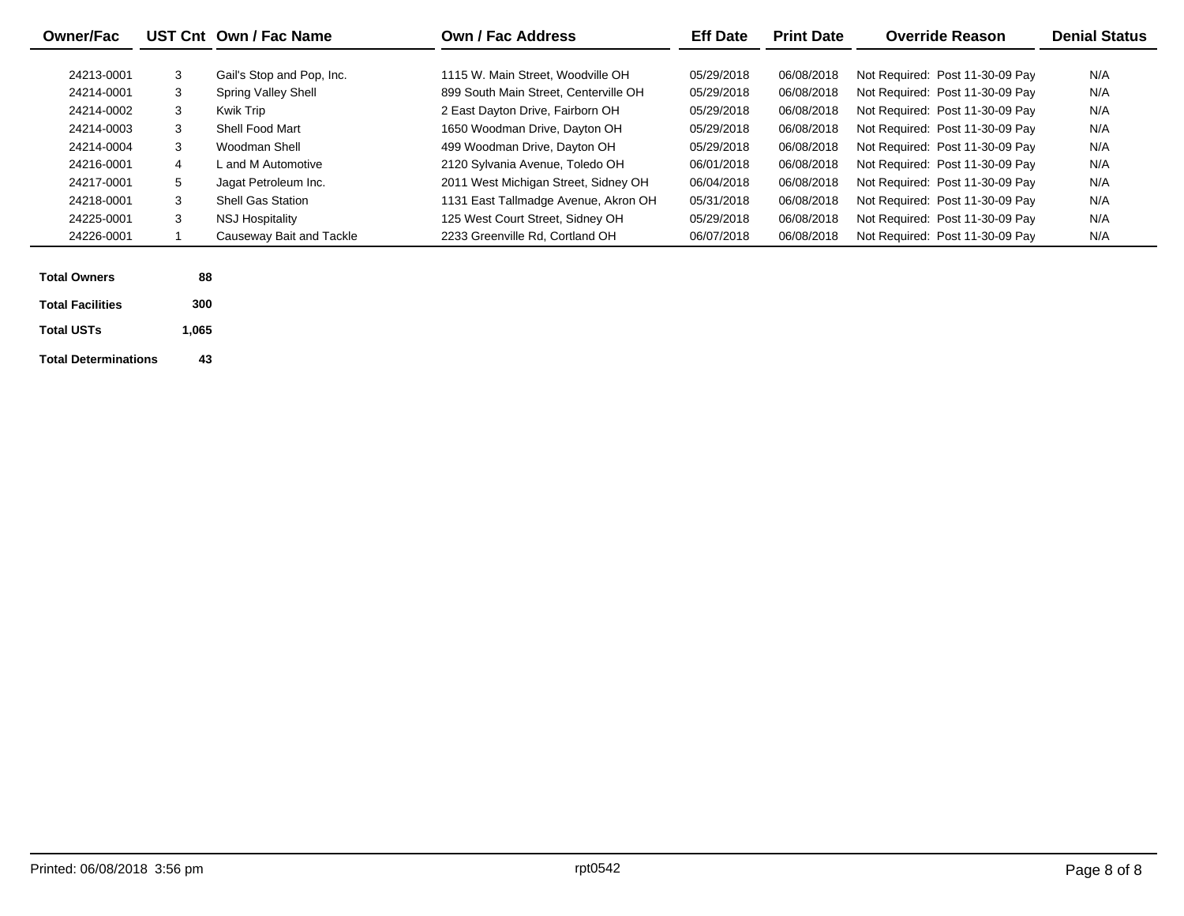| Owner/Fac | UST Cnt | Own / Fac Name | Own / Fac Address | Eff Date | Print Date | Override Reason | Denial Status |
|---|---|---|---|---|---|---|---|
| 24213-0001 | 3 | Gail's Stop and Pop, Inc. | 1115 W. Main Street, Woodville OH | 05/29/2018 | 06/08/2018 | Not Required: Post 11-30-09 Pay | N/A |
| 24214-0001 | 3 | Spring Valley Shell | 899 South Main Street, Centerville OH | 05/29/2018 | 06/08/2018 | Not Required: Post 11-30-09 Pay | N/A |
| 24214-0002 | 3 | Kwik Trip | 2 East Dayton Drive, Fairborn OH | 05/29/2018 | 06/08/2018 | Not Required: Post 11-30-09 Pay | N/A |
| 24214-0003 | 3 | Shell Food Mart | 1650 Woodman Drive, Dayton OH | 05/29/2018 | 06/08/2018 | Not Required: Post 11-30-09 Pay | N/A |
| 24214-0004 | 3 | Woodman Shell | 499 Woodman Drive, Dayton OH | 05/29/2018 | 06/08/2018 | Not Required: Post 11-30-09 Pay | N/A |
| 24216-0001 | 4 | L and M Automotive | 2120 Sylvania Avenue, Toledo OH | 06/01/2018 | 06/08/2018 | Not Required: Post 11-30-09 Pay | N/A |
| 24217-0001 | 5 | Jagat Petroleum Inc. | 2011 West Michigan Street, Sidney OH | 06/04/2018 | 06/08/2018 | Not Required: Post 11-30-09 Pay | N/A |
| 24218-0001 | 3 | Shell Gas Station | 1131 East Tallmadge Avenue, Akron OH | 05/31/2018 | 06/08/2018 | Not Required: Post 11-30-09 Pay | N/A |
| 24225-0001 | 3 | NSJ Hospitality | 125 West Court Street, Sidney OH | 05/29/2018 | 06/08/2018 | Not Required: Post 11-30-09 Pay | N/A |
| 24226-0001 | 1 | Causeway Bait and Tackle | 2233 Greenville Rd, Cortland OH | 06/07/2018 | 06/08/2018 | Not Required: Post 11-30-09 Pay | N/A |

| | |
|---|---|
| **Total Owners** | **88** |
| **Total Facilities** | **300** |
| **Total USTs** | **1,065** |
| **Total Determinations** | **43** |

Printed: 06/08/2018 3:56 pm rpt0542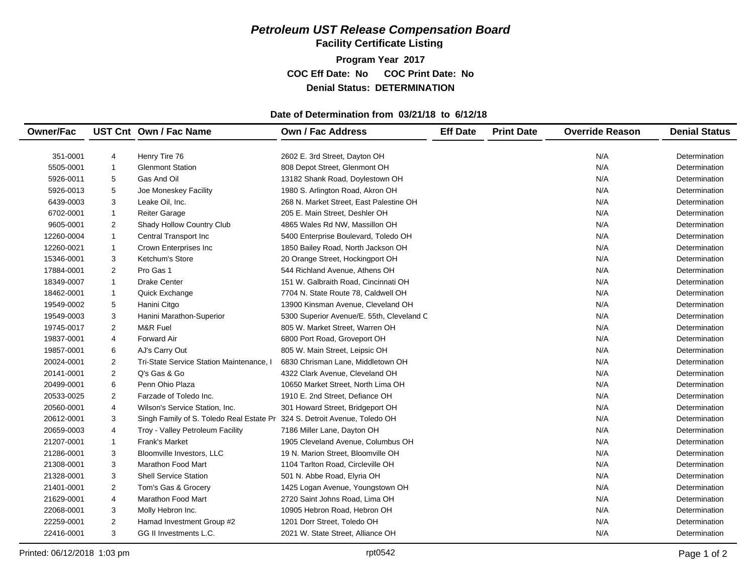# *Petroleum UST Release Compensation Board*

**Facility Certificate Listing**

**Program Year 2017**

**COC Eff Date: No COC Print Date: No**

**Denial Status: DETERMINATION**

**Date of Determination from 03/21/18 to 6/12/18**

| Owner/Fac | UST Cnt | Own / Fac Name | Own / Fac Address | Eff Date | Print Date | Override Reason | Denial Status |
|---|---|---|---|---|---|---|---|
| 351-0001 | 4 | Henry Tire 76 | 2602 E. 3rd Street, Dayton OH | | | N/A | Determination |
| 5505-0001 | 1 | Glenmont Station | 808 Depot Street, Glenmont OH | | | N/A | Determination |
| 5926-0011 | 5 | Gas And Oil | 13182 Shank Road, Doylestown OH | | | N/A | Determination |
| 5926-0013 | 5 | Joe Moneskey Facility | 1980 S. Arlington Road, Akron OH | | | N/A | Determination |
| 6439-0003 | 3 | Leake Oil, Inc. | 268 N. Market Street, East Palestine OH | | | N/A | Determination |
| 6702-0001 | 1 | Reiter Garage | 205 E. Main Street, Deshler OH | | | N/A | Determination |
| 9605-0001 | 2 | Shady Hollow Country Club | 4865 Wales Rd NW, Massillon OH | | | N/A | Determination |
| 12260-0004 | 1 | Central Transport Inc | 5400 Enterprise Boulevard, Toledo OH | | | N/A | Determination |
| 12260-0021 | 1 | Crown Enterprises Inc | 1850 Bailey Road, North Jackson OH | | | N/A | Determination |
| 15346-0001 | 3 | Ketchum's Store | 20 Orange Street, Hockingport OH | | | N/A | Determination |
| 17884-0001 | 2 | Pro Gas 1 | 544 Richland Avenue, Athens OH | | | N/A | Determination |
| 18349-0007 | 1 | Drake Center | 151 W. Galbraith Road, Cincinnati OH | | | N/A | Determination |
| 18462-0001 | 1 | Quick Exchange | 7704 N. State Route 78, Caldwell OH | | | N/A | Determination |
| 19549-0002 | 5 | Hanini Citgo | 13900 Kinsman Avenue, Cleveland OH | | | N/A | Determination |
| 19549-0003 | 3 | Hanini Marathon-Superior | 5300 Superior Avenue/E. 55th, Cleveland C | | | N/A | Determination |
| 19745-0017 | 2 | M&R Fuel | 805 W. Market Street, Warren OH | | | N/A | Determination |
| 19837-0001 | 4 | Forward Air | 6800 Port Road, Groveport OH | | | N/A | Determination |
| 19857-0001 | 6 | AJ's Carry Out | 805 W. Main Street, Leipsic OH | | | N/A | Determination |
| 20024-0001 | 2 | Tri-State Service Station Maintenance, I | 6830 Chrisman Lane, Middletown OH | | | N/A | Determination |
| 20141-0001 | 2 | Q's Gas & Go | 4322 Clark Avenue, Cleveland OH | | | N/A | Determination |
| 20499-0001 | 6 | Penn Ohio Plaza | 10650 Market Street, North Lima OH | | | N/A | Determination |
| 20533-0025 | 2 | Farzade of Toledo Inc. | 1910 E. 2nd Street, Defiance OH | | | N/A | Determination |
| 20560-0001 | 4 | Wilson's Service Station, Inc. | 301 Howard Street, Bridgeport OH | | | N/A | Determination |
| 20612-0001 | 3 | Singh Family of S. Toledo Real Estate Pr | 324 S. Detroit Avenue, Toledo OH | | | N/A | Determination |
| 20659-0003 | 4 | Troy - Valley Petroleum Facility | 7186 Miller Lane, Dayton OH | | | N/A | Determination |
| 21207-0001 | 1 | Frank's Market | 1905 Cleveland Avenue, Columbus OH | | | N/A | Determination |
| 21286-0001 | 3 | Bloomville Investors, LLC | 19 N. Marion Street, Bloomville OH | | | N/A | Determination |
| 21308-0001 | 3 | Marathon Food Mart | 1104 Tarlton Road, Circleville OH | | | N/A | Determination |
| 21328-0001 | 3 | Shell Service Station | 501 N. Abbe Road, Elyria OH | | | N/A | Determination |
| 21401-0001 | 2 | Tom's Gas & Grocery | 1425 Logan Avenue, Youngstown OH | | | N/A | Determination |
| 21629-0001 | 4 | Marathon Food Mart | 2720 Saint Johns Road, Lima OH | | | N/A | Determination |
| 22068-0001 | 3 | Molly Hebron Inc. | 10905 Hebron Road, Hebron OH | | | N/A | Determination |
| 22259-0001 | 2 | Hamad Investment Group #2 | 1201 Dorr Street, Toledo OH | | | N/A | Determination |
| 22416-0001 | 3 | GG II Investments L.C. | 2021 W. State Street, Alliance OH | | | N/A | Determination |

Printed: 06/12/2018 1:03 pm rpt0542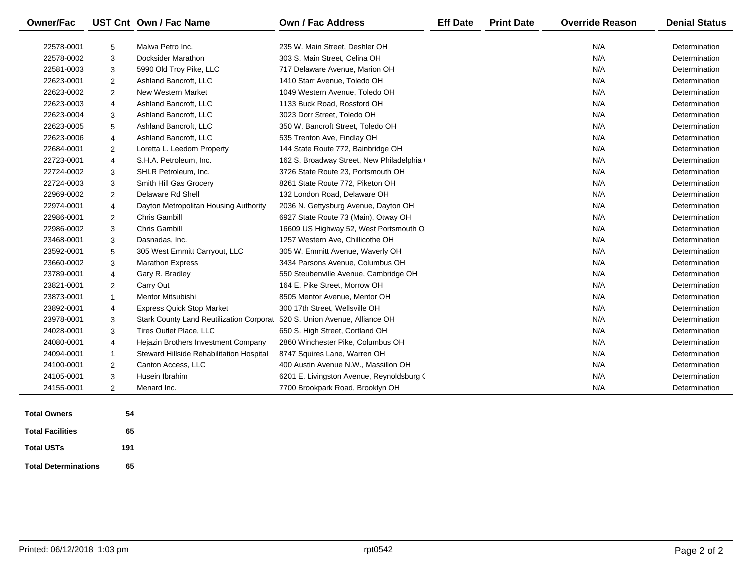| Owner/Fac | UST Cnt | Own / Fac Name | Own / Fac Address | Eff Date | Print Date | Override Reason | Denial Status |
|---|---|---|---|---|---|---|---|
| 22578-0001 | 5 | Malwa Petro Inc. | 235 W. Main Street, Deshler OH | | | N/A | Determination |
| 22578-0002 | 3 | Docksider Marathon | 303 S. Main Street, Celina OH | | | N/A | Determination |
| 22581-0003 | 3 | 5990 Old Troy Pike, LLC | 717 Delaware Avenue, Marion OH | | | N/A | Determination |
| 22623-0001 | 2 | Ashland Bancroft, LLC | 1410 Starr Avenue, Toledo OH | | | N/A | Determination |
| 22623-0002 | 2 | New Western Market | 1049 Western Avenue, Toledo OH | | | N/A | Determination |
| 22623-0003 | 4 | Ashland Bancroft, LLC | 1133 Buck Road, Rossford OH | | | N/A | Determination |
| 22623-0004 | 3 | Ashland Bancroft, LLC | 3023 Dorr Street, Toledo OH | | | N/A | Determination |
| 22623-0005 | 5 | Ashland Bancroft, LLC | 350 W. Bancroft Street, Toledo OH | | | N/A | Determination |
| 22623-0006 | 4 | Ashland Bancroft, LLC | 535 Trenton Ave, Findlay OH | | | N/A | Determination |
| 22684-0001 | 2 | Loretta L. Leedom Property | 144 State Route 772, Bainbridge OH | | | N/A | Determination |
| 22723-0001 | 4 | S.H.A. Petroleum, Inc. | 162 S. Broadway Street, New Philadelphia ( | | | N/A | Determination |
| 22724-0002 | 3 | SHLR Petroleum, Inc. | 3726 State Route 23, Portsmouth OH | | | N/A | Determination |
| 22724-0003 | 3 | Smith Hill Gas Grocery | 8261 State Route 772, Piketon OH | | | N/A | Determination |
| 22969-0002 | 2 | Delaware Rd Shell | 132 London Road, Delaware OH | | | N/A | Determination |
| 22974-0001 | 4 | Dayton Metropolitan Housing Authority | 2036 N. Gettysburg Avenue, Dayton OH | | | N/A | Determination |
| 22986-0001 | 2 | Chris Gambill | 6927 State Route 73 (Main), Otway OH | | | N/A | Determination |
| 22986-0002 | 3 | Chris Gambill | 16609 US Highway 52, West Portsmouth O | | | N/A | Determination |
| 23468-0001 | 3 | Dasnadas, Inc. | 1257 Western Ave, Chillicothe OH | | | N/A | Determination |
| 23592-0001 | 5 | 305 West Emmitt Carryout, LLC | 305 W. Emmitt Avenue, Waverly OH | | | N/A | Determination |
| 23660-0002 | 3 | Marathon Express | 3434 Parsons Avenue, Columbus OH | | | N/A | Determination |
| 23789-0001 | 4 | Gary R. Bradley | 550 Steubenville Avenue, Cambridge OH | | | N/A | Determination |
| 23821-0001 | 2 | Carry Out | 164 E. Pike Street, Morrow OH | | | N/A | Determination |
| 23873-0001 | 1 | Mentor Mitsubishi | 8505 Mentor Avenue, Mentor OH | | | N/A | Determination |
| 23892-0001 | 4 | Express Quick Stop Market | 300 17th Street, Wellsville OH | | | N/A | Determination |
| 23978-0001 | 3 | Stark County Land Reutilization Corporat | 520 S. Union Avenue, Alliance OH | | | N/A | Determination |
| 24028-0001 | 3 | Tires Outlet Place, LLC | 650 S. High Street, Cortland OH | | | N/A | Determination |
| 24080-0001 | 4 | Hejazin Brothers Investment Company | 2860 Winchester Pike, Columbus OH | | | N/A | Determination |
| 24094-0001 | 1 | Steward Hillside Rehabilitation Hospital | 8747 Squires Lane, Warren OH | | | N/A | Determination |
| 24100-0001 | 2 | Canton Access, LLC | 400 Austin Avenue N.W., Massillon OH | | | N/A | Determination |
| 24105-0001 | 3 | Husein Ibrahim | 6201 E. Livingston Avenue, Reynoldsburg ( | | | N/A | Determination |
| 24155-0001 | 2 | Menard Inc. | 7700 Brookpark Road, Brooklyn OH | | | N/A | Determination |

| | |
|---|---|
| **Total Owners** | **54** |
| **Total Facilities** | **65** |
| **Total USTs** | **191** |
| **Total Determinations** | **65** |

Printed: 06/12/2018 1:03 pm rpt0542